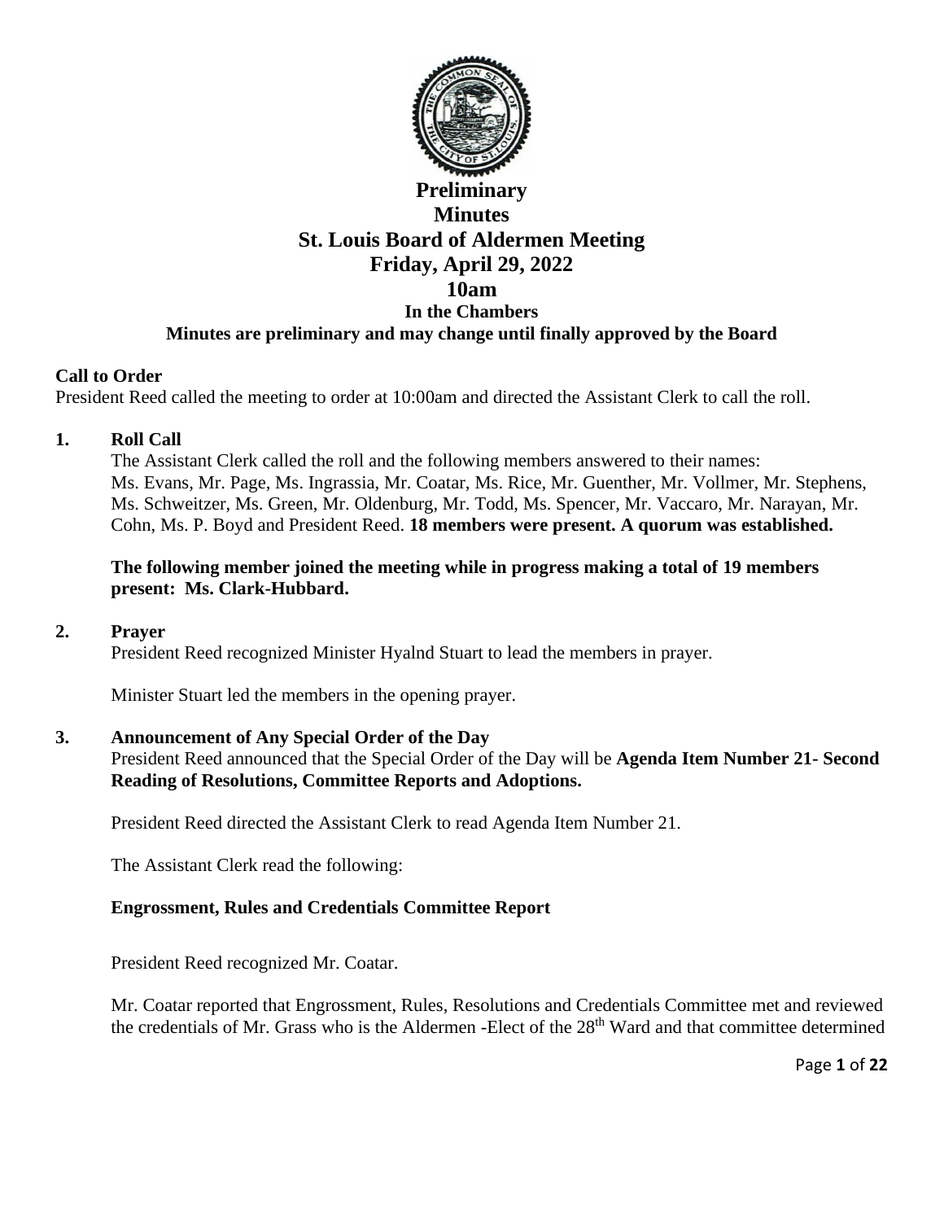# Preliminary
# Minutes
# St. Louis Board of Aldermen Meeting
# Friday, April 29, 2022
# 10am

### In the Chambers

### Minutes are preliminary and may change until finally approved by the Board

**Call to Order**

President Reed called the meeting to order at 10:00am and directed the Assistant Clerk to call the roll.

**1. Roll Call**

The Assistant Clerk called the roll and the following members answered to their names: Ms. Evans, Mr. Page, Ms. Ingrassia, Mr. Coatar, Ms. Rice, Mr. Guenther, Mr. Vollmer, Mr. Stephens, Ms. Schweitzer, Ms. Green, Mr. Oldenburg, Mr. Todd, Ms. Spencer, Mr. Vaccaro, Mr. Narayan, Mr. Cohn, Ms. P. Boyd and President Reed. **18 members were present. A quorum was established.**

**The following member joined the meeting while in progress making a total of 19 members present: Ms. Clark-Hubbard.**

**2. Prayer**

President Reed recognized Minister Hyalnd Stuart to lead the members in prayer.

Minister Stuart led the members in the opening prayer.

**3. Announcement of Any Special Order of the Day**

President Reed announced that the Special Order of the Day will be **Agenda Item Number 21- Second Reading of Resolutions, Committee Reports and Adoptions.**

President Reed directed the Assistant Clerk to read Agenda Item Number 21.

The Assistant Clerk read the following:

**Engrossment, Rules and Credentials Committee Report**

President Reed recognized Mr. Coatar.

Mr. Coatar reported that Engrossment, Rules, Resolutions and Credentials Committee met and reviewed the credentials of Mr. Grass who is the Aldermen -Elect of the 28th Ward and that committee determined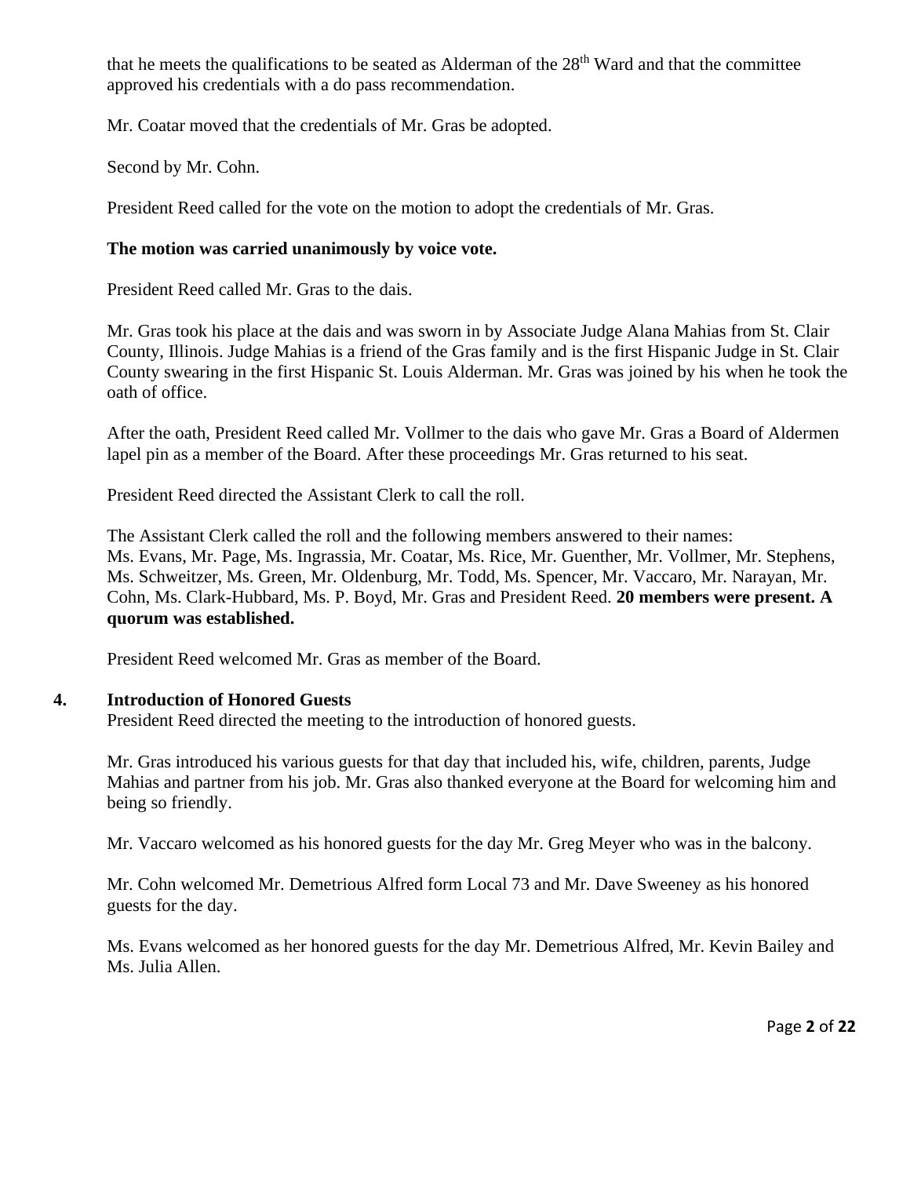that he meets the qualifications to be seated as Alderman of the 28th Ward and that the committee approved his credentials with a do pass recommendation.

Mr. Coatar moved that the credentials of Mr. Gras be adopted.

Second by Mr. Cohn.

President Reed called for the vote on the motion to adopt the credentials of Mr. Gras.

**The motion was carried unanimously by voice vote.**

President Reed called Mr. Gras to the dais.

Mr. Gras took his place at the dais and was sworn in by Associate Judge Alana Mahias from St. Clair County, Illinois. Judge Mahias is a friend of the Gras family and is the first Hispanic Judge in St. Clair County swearing in the first Hispanic St. Louis Alderman. Mr. Gras was joined by his when he took the oath of office.

After the oath, President Reed called Mr. Vollmer to the dais who gave Mr. Gras a Board of Aldermen lapel pin as a member of the Board. After these proceedings Mr. Gras returned to his seat.

President Reed directed the Assistant Clerk to call the roll.

The Assistant Clerk called the roll and the following members answered to their names:
Ms. Evans, Mr. Page, Ms. Ingrassia, Mr. Coatar, Ms. Rice, Mr. Guenther, Mr. Vollmer, Mr. Stephens, Ms. Schweitzer, Ms. Green, Mr. Oldenburg, Mr. Todd, Ms. Spencer, Mr. Vaccaro, Mr. Narayan, Mr. Cohn, Ms. Clark-Hubbard, Ms. P. Boyd, Mr. Gras and President Reed. **20 members were present. A quorum was established.**

President Reed welcomed Mr. Gras as member of the Board.

## 4. Introduction of Honored Guests

President Reed directed the meeting to the introduction of honored guests.

Mr. Gras introduced his various guests for that day that included his, wife, children, parents, Judge Mahias and partner from his job. Mr. Gras also thanked everyone at the Board for welcoming him and being so friendly.

Mr. Vaccaro welcomed as his honored guests for the day Mr. Greg Meyer who was in the balcony.

Mr. Cohn welcomed Mr. Demetrious Alfred form Local 73 and Mr. Dave Sweeney as his honored guests for the day.

Ms. Evans welcomed as her honored guests for the day Mr. Demetrious Alfred, Mr. Kevin Bailey and Ms. Julia Allen.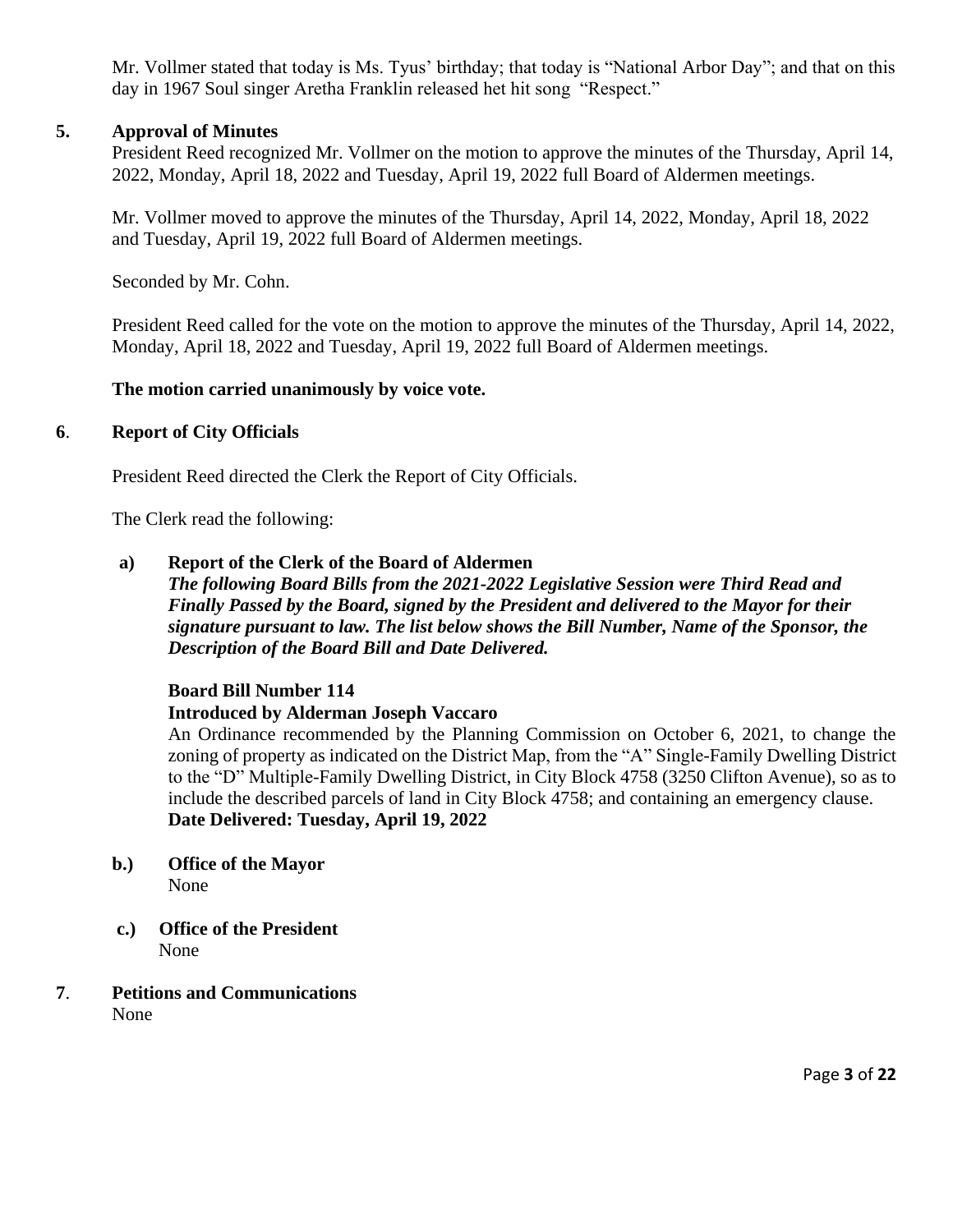Mr. Vollmer stated that today is Ms. Tyus' birthday; that today is "National Arbor Day"; and that on this day in 1967 Soul singer Aretha Franklin released het hit song "Respect."

## 5. Approval of Minutes

President Reed recognized Mr. Vollmer on the motion to approve the minutes of the Thursday, April 14, 2022, Monday, April 18, 2022 and Tuesday, April 19, 2022 full Board of Aldermen meetings.

Mr. Vollmer moved to approve the minutes of the Thursday, April 14, 2022, Monday, April 18, 2022 and Tuesday, April 19, 2022 full Board of Aldermen meetings.

Seconded by Mr. Cohn.

President Reed called for the vote on the motion to approve the minutes of the Thursday, April 14, 2022, Monday, April 18, 2022 and Tuesday, April 19, 2022 full Board of Aldermen meetings.

**The motion carried unanimously by voice vote.**

## 6. Report of City Officials

President Reed directed the Clerk the Report of City Officials.

The Clerk read the following:

### a) Report of the Clerk of the Board of Aldermen

***The following Board Bills from the 2021-2022 Legislative Session were Third Read and Finally Passed by the Board, signed by the President and delivered to the Mayor for their signature pursuant to law. The list below shows the Bill Number, Name of the Sponsor, the Description of the Board Bill and Date Delivered.***

**Board Bill Number 114**
**Introduced by Alderman Joseph Vaccaro**
An Ordinance recommended by the Planning Commission on October 6, 2021, to change the zoning of property as indicated on the District Map, from the "A" Single-Family Dwelling District to the "D" Multiple-Family Dwelling District, in City Block 4758 (3250 Clifton Avenue), so as to include the described parcels of land in City Block 4758; and containing an emergency clause.
**Date Delivered: Tuesday, April 19, 2022**

### b.) Office of the Mayor

None

### c.) Office of the President

None

## 7. Petitions and Communications

None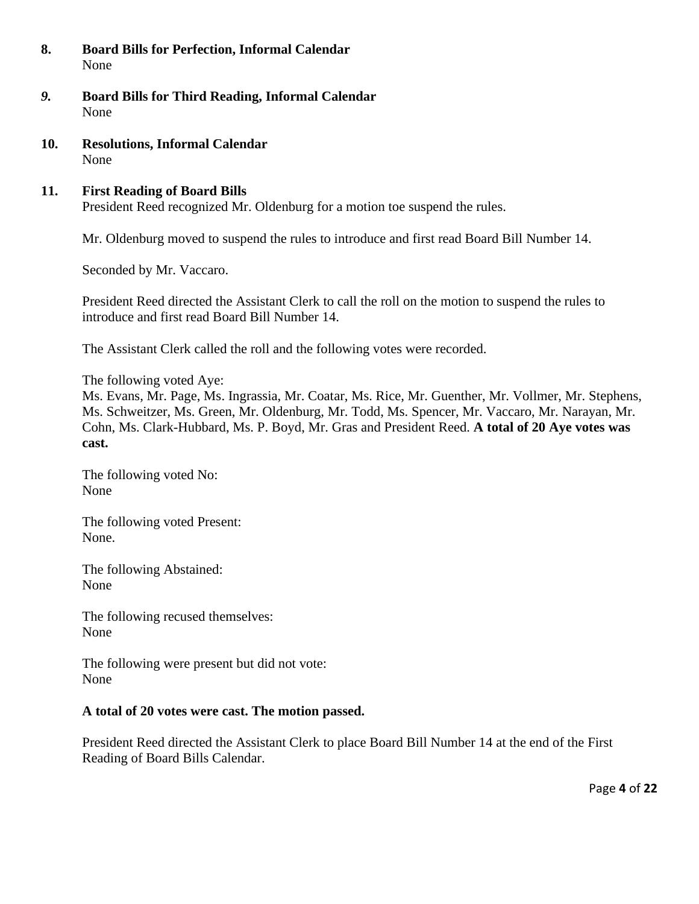**8. Board Bills for Perfection, Informal Calendar**
None

***9.* Board Bills for Third Reading, Informal Calendar**
None

**10. Resolutions, Informal Calendar**
None

**11. First Reading of Board Bills**
President Reed recognized Mr. Oldenburg for a motion toe suspend the rules.

Mr. Oldenburg moved to suspend the rules to introduce and first read Board Bill Number 14.

Seconded by Mr. Vaccaro.

President Reed directed the Assistant Clerk to call the roll on the motion to suspend the rules to introduce and first read Board Bill Number 14.

The Assistant Clerk called the roll and the following votes were recorded.

The following voted Aye:
Ms. Evans, Mr. Page, Ms. Ingrassia, Mr. Coatar, Ms. Rice, Mr. Guenther, Mr. Vollmer, Mr. Stephens, Ms. Schweitzer, Ms. Green, Mr. Oldenburg, Mr. Todd, Ms. Spencer, Mr. Vaccaro, Mr. Narayan, Mr. Cohn, Ms. Clark-Hubbard, Ms. P. Boyd, Mr. Gras and President Reed. **A total of 20 Aye votes was cast.**

The following voted No:
None

The following voted Present:
None.

The following Abstained:
None

The following recused themselves:
None

The following were present but did not vote:
None

**A total of 20 votes were cast. The motion passed.**

President Reed directed the Assistant Clerk to place Board Bill Number 14 at the end of the First Reading of Board Bills Calendar.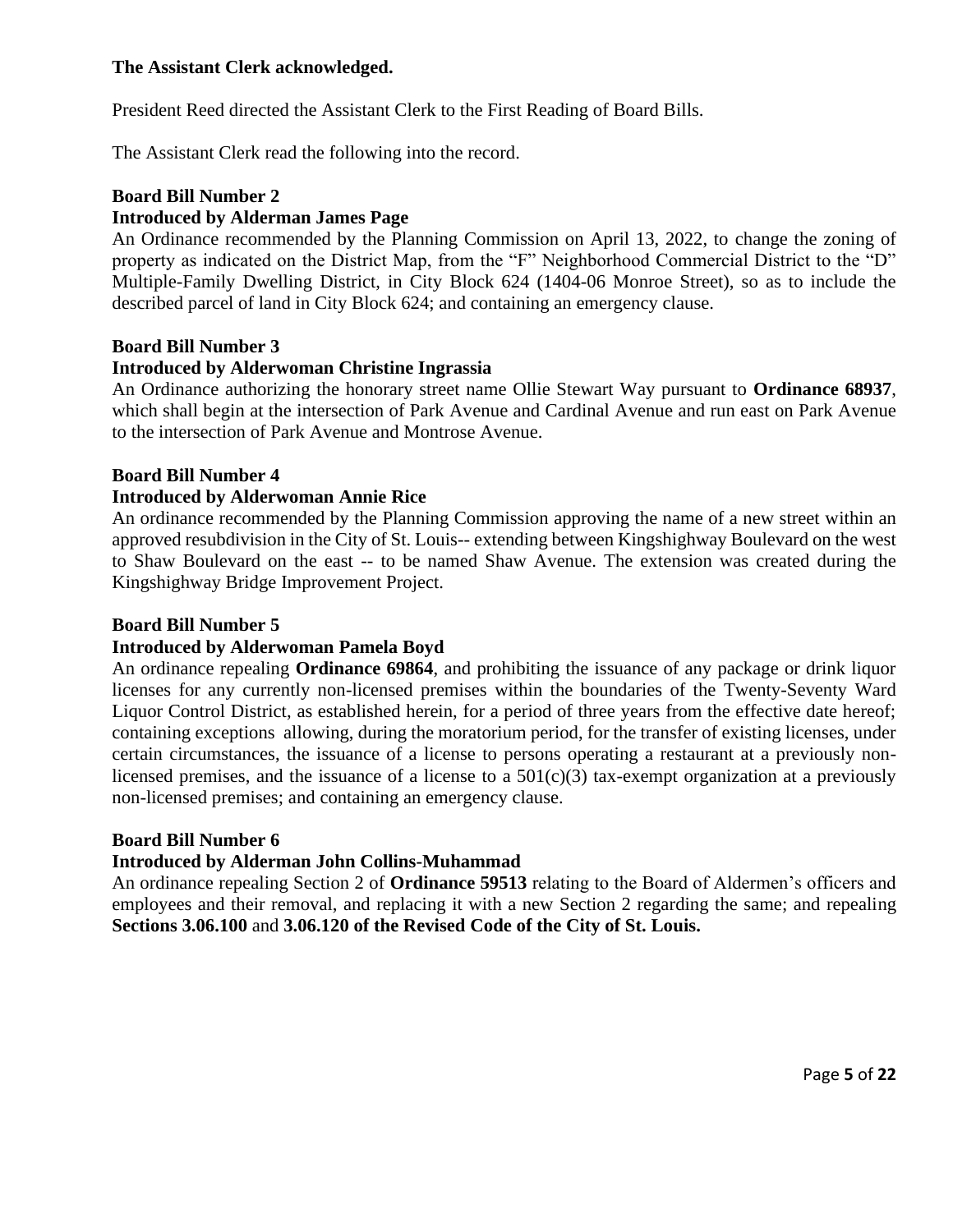**The Assistant Clerk acknowledged.**

President Reed directed the Assistant Clerk to the First Reading of Board Bills.

The Assistant Clerk read the following into the record.

**Board Bill Number 2**
**Introduced by Alderman James Page**

An Ordinance recommended by the Planning Commission on April 13, 2022, to change the zoning of property as indicated on the District Map, from the "F" Neighborhood Commercial District to the "D" Multiple-Family Dwelling District, in City Block 624 (1404-06 Monroe Street), so as to include the described parcel of land in City Block 624; and containing an emergency clause.

**Board Bill Number 3**
**Introduced by Alderwoman Christine Ingrassia**

An Ordinance authorizing the honorary street name Ollie Stewart Way pursuant to **Ordinance 68937**, which shall begin at the intersection of Park Avenue and Cardinal Avenue and run east on Park Avenue to the intersection of Park Avenue and Montrose Avenue.

**Board Bill Number 4**
**Introduced by Alderwoman Annie Rice**

An ordinance recommended by the Planning Commission approving the name of a new street within an approved resubdivision in the City of St. Louis-- extending between Kingshighway Boulevard on the west to Shaw Boulevard on the east -- to be named Shaw Avenue. The extension was created during the Kingshighway Bridge Improvement Project.

**Board Bill Number 5**
**Introduced by Alderwoman Pamela Boyd**

An ordinance repealing **Ordinance 69864**, and prohibiting the issuance of any package or drink liquor licenses for any currently non-licensed premises within the boundaries of the Twenty-Seventy Ward Liquor Control District, as established herein, for a period of three years from the effective date hereof; containing exceptions allowing, during the moratorium period, for the transfer of existing licenses, under certain circumstances, the issuance of a license to persons operating a restaurant at a previously non-licensed premises, and the issuance of a license to a 501(c)(3) tax-exempt organization at a previously non-licensed premises; and containing an emergency clause.

**Board Bill Number 6**
**Introduced by Alderman John Collins-Muhammad**

An ordinance repealing Section 2 of **Ordinance 59513** relating to the Board of Aldermen's officers and employees and their removal, and replacing it with a new Section 2 regarding the same; and repealing **Sections 3.06.100** and **3.06.120 of the Revised Code of the City of St. Louis.**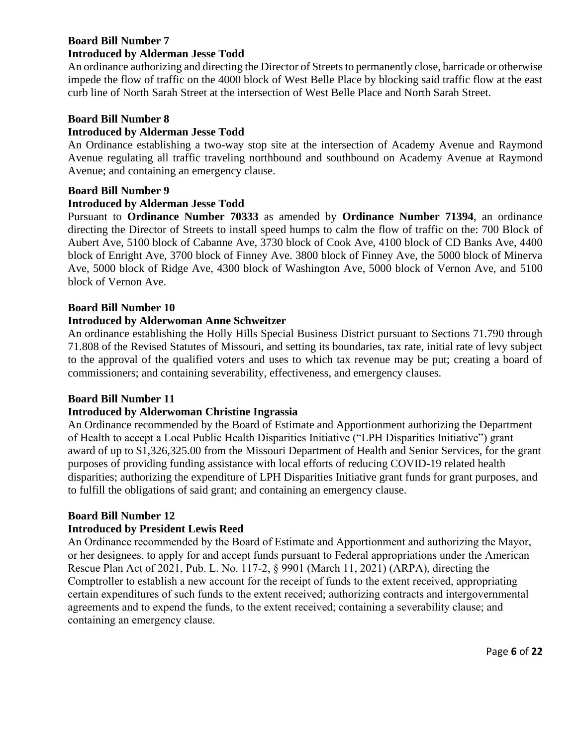**Board Bill Number 7**
**Introduced by Alderman Jesse Todd**
An ordinance authorizing and directing the Director of Streets to permanently close, barricade or otherwise impede the flow of traffic on the 4000 block of West Belle Place by blocking said traffic flow at the east curb line of North Sarah Street at the intersection of West Belle Place and North Sarah Street.

**Board Bill Number 8**
**Introduced by Alderman Jesse Todd**
An Ordinance establishing a two-way stop site at the intersection of Academy Avenue and Raymond Avenue regulating all traffic traveling northbound and southbound on Academy Avenue at Raymond Avenue; and containing an emergency clause.

**Board Bill Number 9**
**Introduced by Alderman Jesse Todd**
Pursuant to **Ordinance Number 70333** as amended by **Ordinance Number 71394**, an ordinance directing the Director of Streets to install speed humps to calm the flow of traffic on the: 700 Block of Aubert Ave, 5100 block of Cabanne Ave, 3730 block of Cook Ave, 4100 block of CD Banks Ave, 4400 block of Enright Ave, 3700 block of Finney Ave. 3800 block of Finney Ave, the 5000 block of Minerva Ave, 5000 block of Ridge Ave, 4300 block of Washington Ave, 5000 block of Vernon Ave, and 5100 block of Vernon Ave.

**Board Bill Number 10**
**Introduced by Alderwoman Anne Schweitzer**
An ordinance establishing the Holly Hills Special Business District pursuant to Sections 71.790 through 71.808 of the Revised Statutes of Missouri, and setting its boundaries, tax rate, initial rate of levy subject to the approval of the qualified voters and uses to which tax revenue may be put; creating a board of commissioners; and containing severability, effectiveness, and emergency clauses.

**Board Bill Number 11**
**Introduced by Alderwoman Christine Ingrassia**
An Ordinance recommended by the Board of Estimate and Apportionment authorizing the Department of Health to accept a Local Public Health Disparities Initiative ("LPH Disparities Initiative") grant award of up to $1,326,325.00 from the Missouri Department of Health and Senior Services, for the grant purposes of providing funding assistance with local efforts of reducing COVID-19 related health disparities; authorizing the expenditure of LPH Disparities Initiative grant funds for grant purposes, and to fulfill the obligations of said grant; and containing an emergency clause.

**Board Bill Number 12**
**Introduced by President Lewis Reed**
An Ordinance recommended by the Board of Estimate and Apportionment and authorizing the Mayor, or her designees, to apply for and accept funds pursuant to Federal appropriations under the American Rescue Plan Act of 2021, Pub. L. No. 117-2, § 9901 (March 11, 2021) (ARPA), directing the Comptroller to establish a new account for the receipt of funds to the extent received, appropriating certain expenditures of such funds to the extent received; authorizing contracts and intergovernmental agreements and to expend the funds, to the extent received; containing a severability clause; and containing an emergency clause.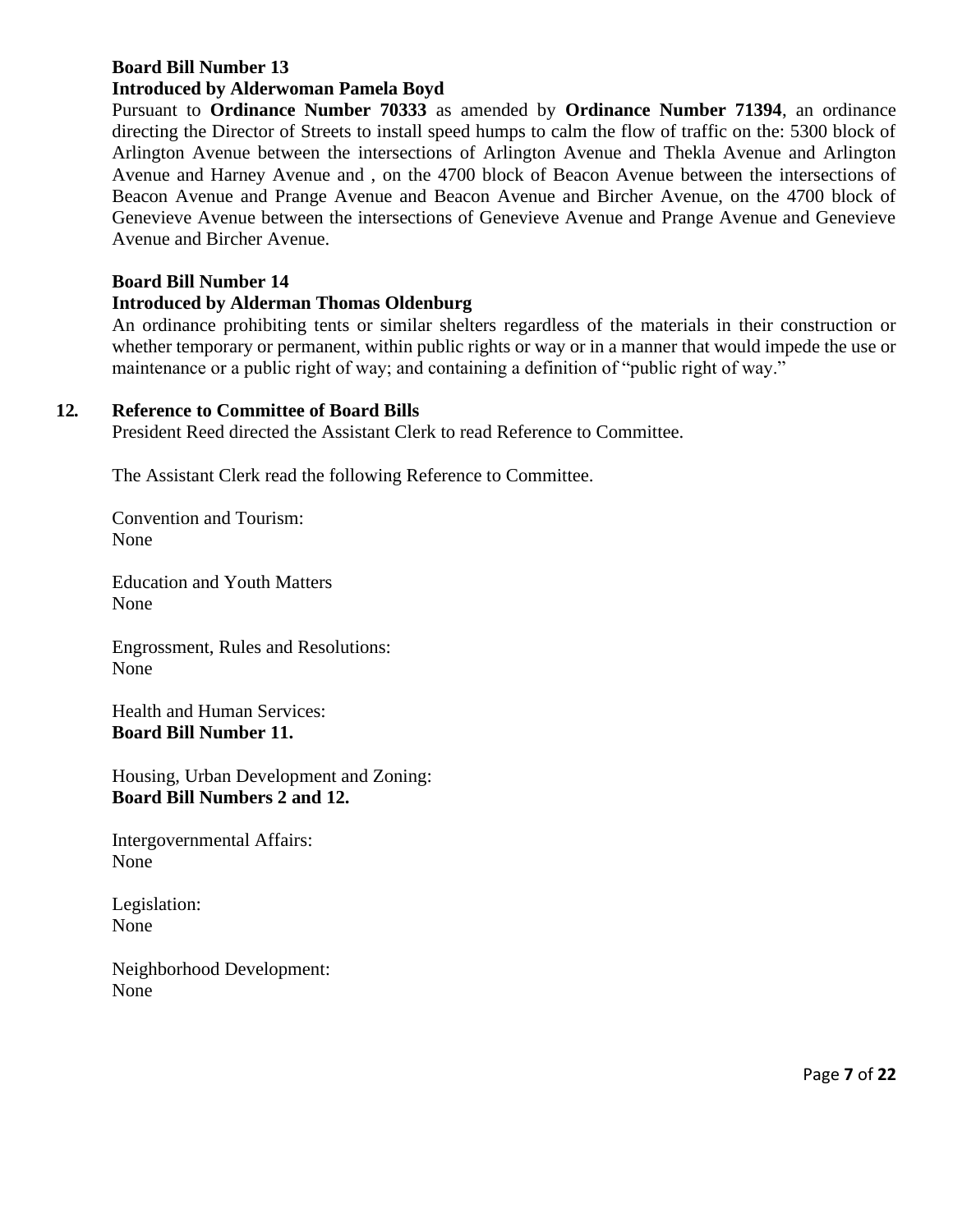**Board Bill Number 13**
**Introduced by Alderwoman Pamela Boyd**

Pursuant to **Ordinance Number 70333** as amended by **Ordinance Number 71394**, an ordinance directing the Director of Streets to install speed humps to calm the flow of traffic on the: 5300 block of Arlington Avenue between the intersections of Arlington Avenue and Thekla Avenue and Arlington Avenue and Harney Avenue and , on the 4700 block of Beacon Avenue between the intersections of Beacon Avenue and Prange Avenue and Beacon Avenue and Bircher Avenue, on the 4700 block of Genevieve Avenue between the intersections of Genevieve Avenue and Prange Avenue and Genevieve Avenue and Bircher Avenue.

**Board Bill Number 14**
**Introduced by Alderman Thomas Oldenburg**

An ordinance prohibiting tents or similar shelters regardless of the materials in their construction or whether temporary or permanent, within public rights or way or in a manner that would impede the use or maintenance or a public right of way; and containing a definition of "public right of way."

**12. Reference to Committee of Board Bills**

President Reed directed the Assistant Clerk to read Reference to Committee.

The Assistant Clerk read the following Reference to Committee.

Convention and Tourism:
None

Education and Youth Matters
None

Engrossment, Rules and Resolutions:
None

Health and Human Services:
**Board Bill Number 11.**

Housing, Urban Development and Zoning:
**Board Bill Numbers 2 and 12.**

Intergovernmental Affairs:
None

Legislation:
None

Neighborhood Development:
None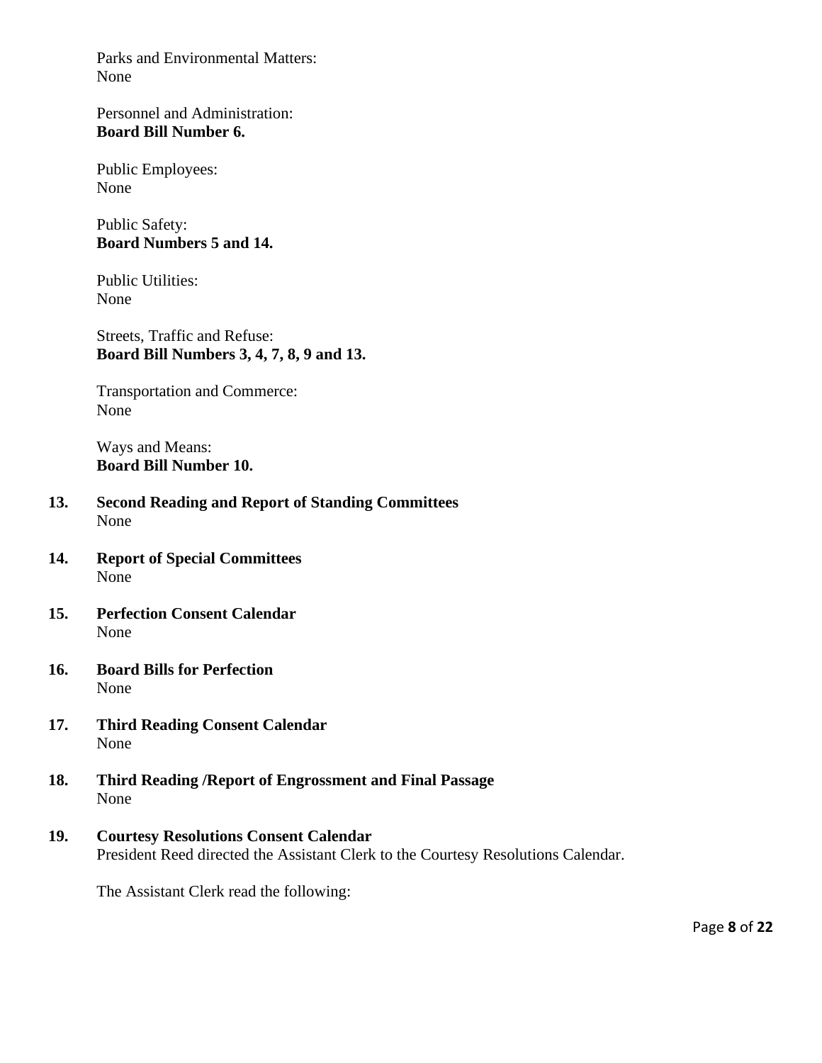Parks and Environmental Matters:
None

Personnel and Administration:
**Board Bill Number 6.**

Public Employees:
None

Public Safety:
**Board Numbers 5 and 14.**

Public Utilities:
None

Streets, Traffic and Refuse:
**Board Bill Numbers 3, 4, 7, 8, 9 and 13.**

Transportation and Commerce:
None

Ways and Means:
**Board Bill Number 10.**

**13. Second Reading and Report of Standing Committees**
None

**14. Report of Special Committees**
None

**15. Perfection Consent Calendar**
None

**16. Board Bills for Perfection**
None

**17. Third Reading Consent Calendar**
None

**18. Third Reading /Report of Engrossment and Final Passage**
None

**19. Courtesy Resolutions Consent Calendar**
President Reed directed the Assistant Clerk to the Courtesy Resolutions Calendar.

The Assistant Clerk read the following: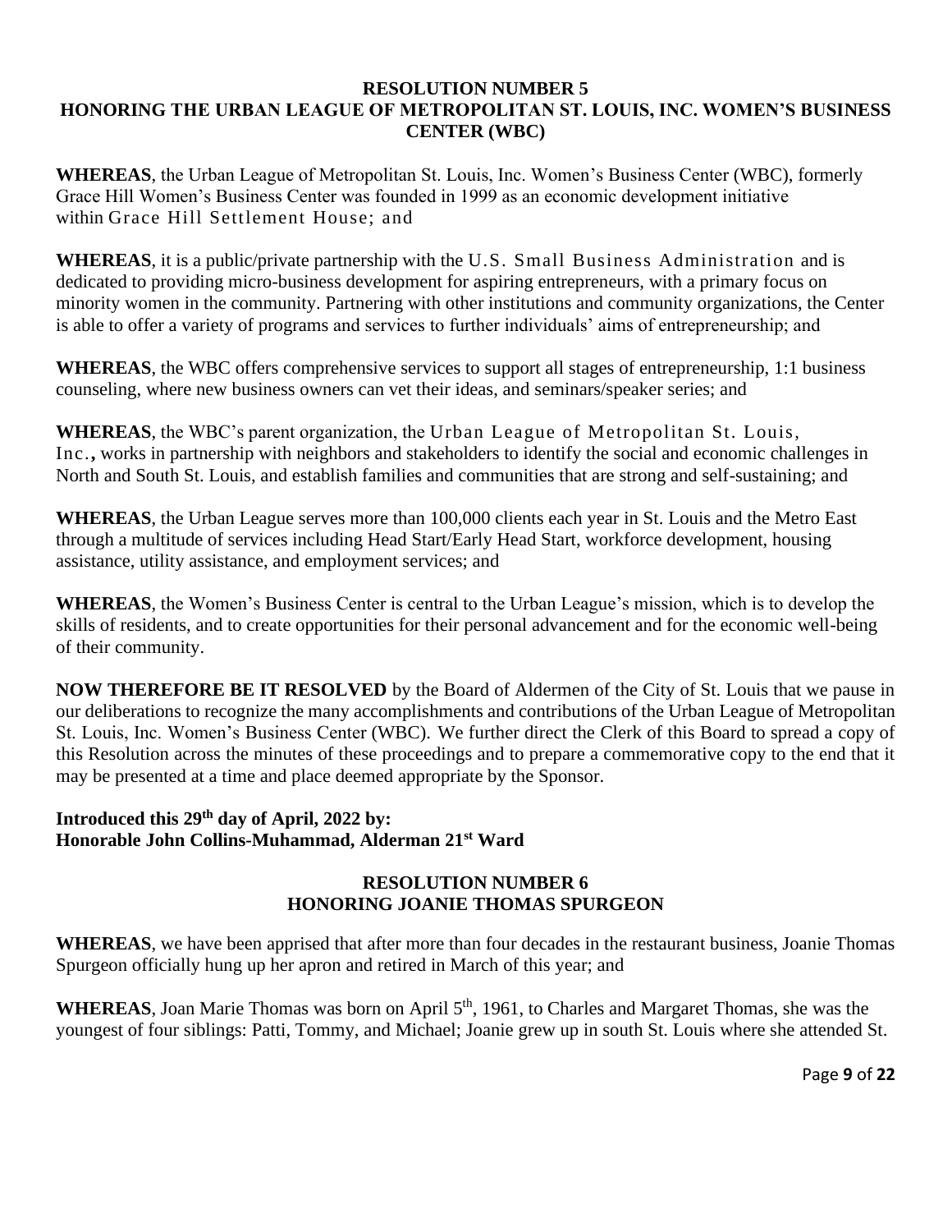## RESOLUTION NUMBER 5
## HONORING THE URBAN LEAGUE OF METROPOLITAN ST. LOUIS, INC. WOMEN'S BUSINESS CENTER (WBC)

**WHEREAS**, the Urban League of Metropolitan St. Louis, Inc. Women's Business Center (WBC), formerly Grace Hill Women's Business Center was founded in 1999 as an economic development initiative within Grace Hill Settlement House; and

**WHEREAS**, it is a public/private partnership with the U.S. Small Business Administration and is dedicated to providing micro-business development for aspiring entrepreneurs, with a primary focus on minority women in the community. Partnering with other institutions and community organizations, the Center is able to offer a variety of programs and services to further individuals' aims of entrepreneurship; and

**WHEREAS**, the WBC offers comprehensive services to support all stages of entrepreneurship, 1:1 business counseling, where new business owners can vet their ideas, and seminars/speaker series; and

**WHEREAS**, the WBC's parent organization, the Urban League of Metropolitan St. Louis, Inc., works in partnership with neighbors and stakeholders to identify the social and economic challenges in North and South St. Louis, and establish families and communities that are strong and self-sustaining; and

**WHEREAS**, the Urban League serves more than 100,000 clients each year in St. Louis and the Metro East through a multitude of services including Head Start/Early Head Start, workforce development, housing assistance, utility assistance, and employment services; and

**WHEREAS**, the Women's Business Center is central to the Urban League's mission, which is to develop the skills of residents, and to create opportunities for their personal advancement and for the economic well-being of their community.

**NOW THEREFORE BE IT RESOLVED** by the Board of Aldermen of the City of St. Louis that we pause in our deliberations to recognize the many accomplishments and contributions of the Urban League of Metropolitan St. Louis, Inc. Women's Business Center (WBC). We further direct the Clerk of this Board to spread a copy of this Resolution across the minutes of these proceedings and to prepare a commemorative copy to the end that it may be presented at a time and place deemed appropriate by the Sponsor.

**Introduced this 29th day of April, 2022 by:**
**Honorable John Collins-Muhammad, Alderman 21st Ward**

## RESOLUTION NUMBER 6
## HONORING JOANIE THOMAS SPURGEON

**WHEREAS**, we have been apprised that after more than four decades in the restaurant business, Joanie Thomas Spurgeon officially hung up her apron and retired in March of this year; and

**WHEREAS**, Joan Marie Thomas was born on April 5th, 1961, to Charles and Margaret Thomas, she was the youngest of four siblings: Patti, Tommy, and Michael; Joanie grew up in south St. Louis where she attended St.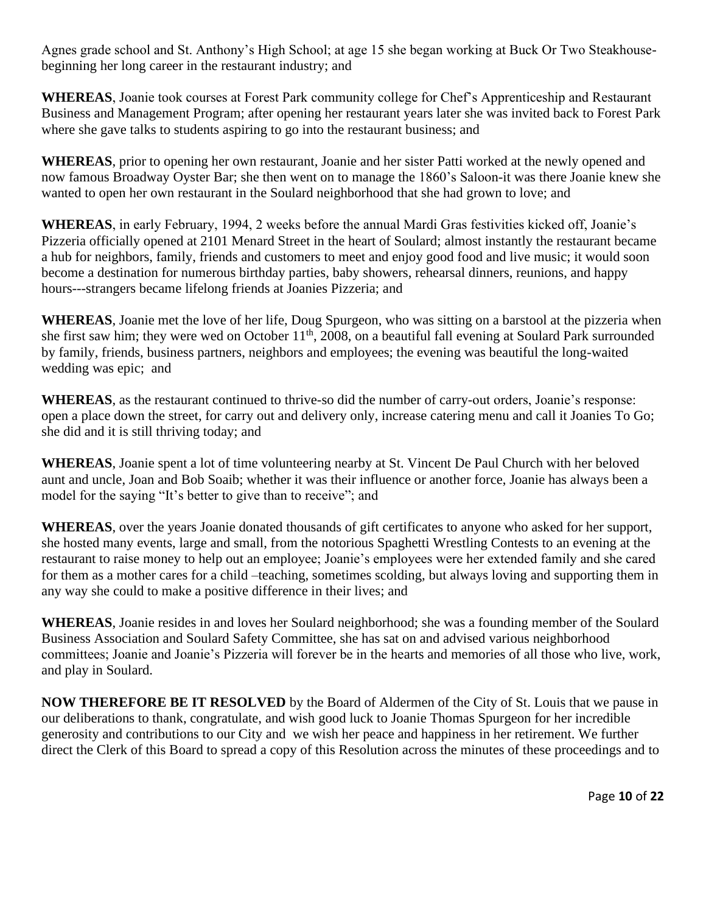Agnes grade school and St. Anthony's High School; at age 15 she began working at Buck Or Two Steakhouse-beginning her long career in the restaurant industry; and

**WHEREAS**, Joanie took courses at Forest Park community college for Chef's Apprenticeship and Restaurant Business and Management Program; after opening her restaurant years later she was invited back to Forest Park where she gave talks to students aspiring to go into the restaurant business; and

**WHEREAS**, prior to opening her own restaurant, Joanie and her sister Patti worked at the newly opened and now famous Broadway Oyster Bar; she then went on to manage the 1860's Saloon-it was there Joanie knew she wanted to open her own restaurant in the Soulard neighborhood that she had grown to love; and

**WHEREAS**, in early February, 1994, 2 weeks before the annual Mardi Gras festivities kicked off, Joanie's Pizzeria officially opened at 2101 Menard Street in the heart of Soulard; almost instantly the restaurant became a hub for neighbors, family, friends and customers to meet and enjoy good food and live music; it would soon become a destination for numerous birthday parties, baby showers, rehearsal dinners, reunions, and happy hours---strangers became lifelong friends at Joanies Pizzeria; and

**WHEREAS**, Joanie met the love of her life, Doug Spurgeon, who was sitting on a barstool at the pizzeria when she first saw him; they were wed on October 11th, 2008, on a beautiful fall evening at Soulard Park surrounded by family, friends, business partners, neighbors and employees; the evening was beautiful the long-waited wedding was epic; and

**WHEREAS**, as the restaurant continued to thrive-so did the number of carry-out orders, Joanie's response: open a place down the street, for carry out and delivery only, increase catering menu and call it Joanies To Go; she did and it is still thriving today; and

**WHEREAS**, Joanie spent a lot of time volunteering nearby at St. Vincent De Paul Church with her beloved aunt and uncle, Joan and Bob Soaib; whether it was their influence or another force, Joanie has always been a model for the saying "It's better to give than to receive"; and

**WHEREAS**, over the years Joanie donated thousands of gift certificates to anyone who asked for her support, she hosted many events, large and small, from the notorious Spaghetti Wrestling Contests to an evening at the restaurant to raise money to help out an employee; Joanie's employees were her extended family and she cared for them as a mother cares for a child –teaching, sometimes scolding, but always loving and supporting them in any way she could to make a positive difference in their lives; and

**WHEREAS**, Joanie resides in and loves her Soulard neighborhood; she was a founding member of the Soulard Business Association and Soulard Safety Committee, she has sat on and advised various neighborhood committees; Joanie and Joanie's Pizzeria will forever be in the hearts and memories of all those who live, work, and play in Soulard.

**NOW THEREFORE BE IT RESOLVED** by the Board of Aldermen of the City of St. Louis that we pause in our deliberations to thank, congratulate, and wish good luck to Joanie Thomas Spurgeon for her incredible generosity and contributions to our City and we wish her peace and happiness in her retirement. We further direct the Clerk of this Board to spread a copy of this Resolution across the minutes of these proceedings and to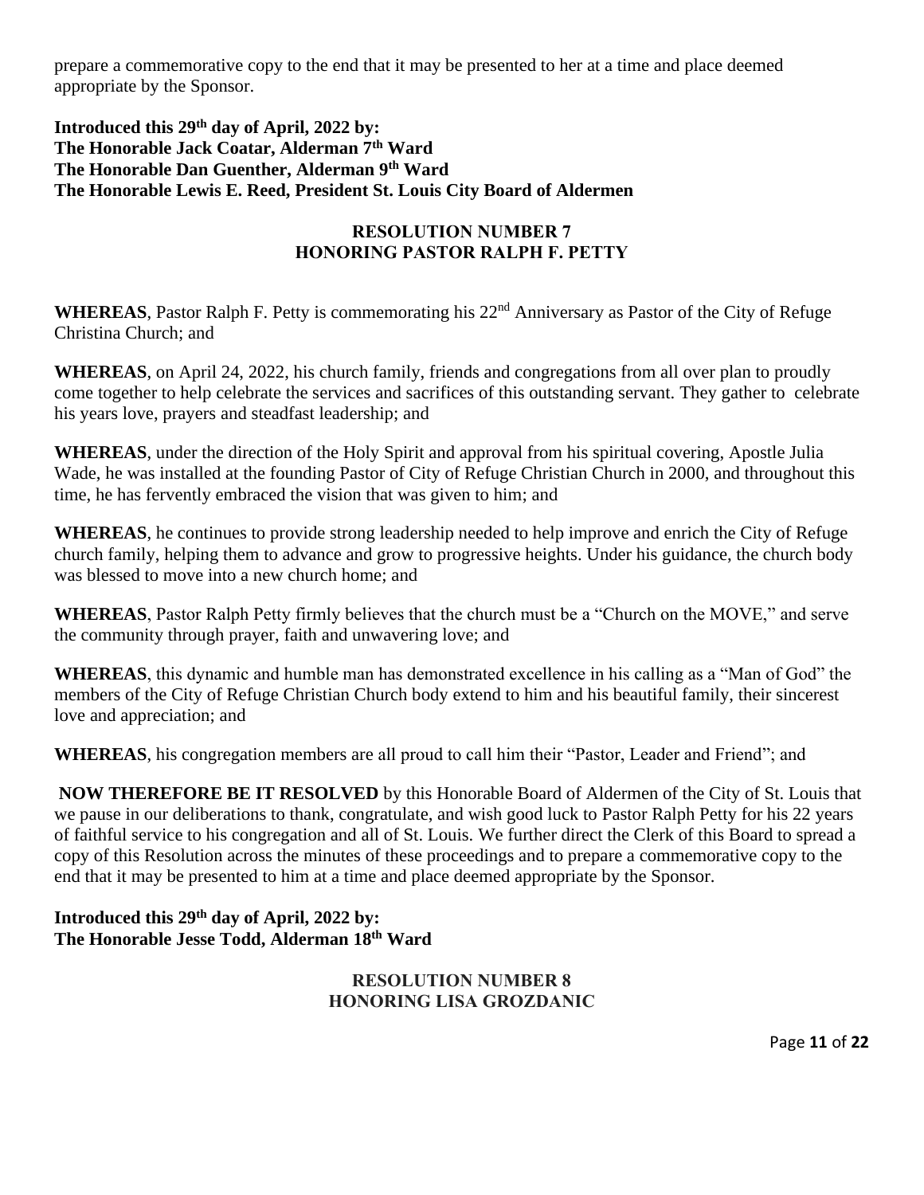prepare a commemorative copy to the end that it may be presented to her at a time and place deemed appropriate by the Sponsor.

**Introduced this 29th day of April, 2022 by:**
**The Honorable Jack Coatar, Alderman 7th Ward**
**The Honorable Dan Guenther, Alderman 9th Ward**
**The Honorable Lewis E. Reed, President St. Louis City Board of Aldermen**

**RESOLUTION NUMBER 7**
**HONORING PASTOR RALPH F. PETTY**

**WHEREAS**, Pastor Ralph F. Petty is commemorating his 22nd Anniversary as Pastor of the City of Refuge Christina Church; and

**WHEREAS**, on April 24, 2022, his church family, friends and congregations from all over plan to proudly come together to help celebrate the services and sacrifices of this outstanding servant. They gather to celebrate his years love, prayers and steadfast leadership; and

**WHEREAS**, under the direction of the Holy Spirit and approval from his spiritual covering, Apostle Julia Wade, he was installed at the founding Pastor of City of Refuge Christian Church in 2000, and throughout this time, he has fervently embraced the vision that was given to him; and

**WHEREAS**, he continues to provide strong leadership needed to help improve and enrich the City of Refuge church family, helping them to advance and grow to progressive heights. Under his guidance, the church body was blessed to move into a new church home; and

**WHEREAS**, Pastor Ralph Petty firmly believes that the church must be a "Church on the MOVE," and serve the community through prayer, faith and unwavering love; and

**WHEREAS**, this dynamic and humble man has demonstrated excellence in his calling as a "Man of God" the members of the City of Refuge Christian Church body extend to him and his beautiful family, their sincerest love and appreciation; and

**WHEREAS**, his congregation members are all proud to call him their "Pastor, Leader and Friend"; and

**NOW THEREFORE BE IT RESOLVED** by this Honorable Board of Aldermen of the City of St. Louis that we pause in our deliberations to thank, congratulate, and wish good luck to Pastor Ralph Petty for his 22 years of faithful service to his congregation and all of St. Louis. We further direct the Clerk of this Board to spread a copy of this Resolution across the minutes of these proceedings and to prepare a commemorative copy to the end that it may be presented to him at a time and place deemed appropriate by the Sponsor.

**Introduced this 29th day of April, 2022 by:**
**The Honorable Jesse Todd, Alderman 18th Ward**

**RESOLUTION NUMBER 8**
**HONORING LISA GROZDANIC**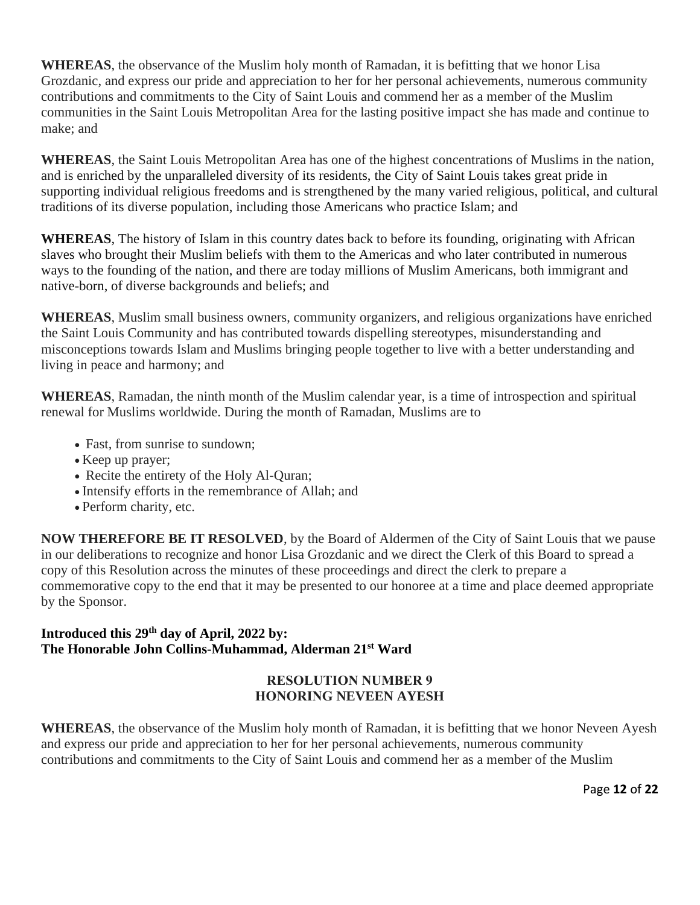**WHEREAS**, the observance of the Muslim holy month of Ramadan, it is befitting that we honor Lisa Grozdanic, and express our pride and appreciation to her for her personal achievements, numerous community contributions and commitments to the City of Saint Louis and commend her as a member of the Muslim communities in the Saint Louis Metropolitan Area for the lasting positive impact she has made and continue to make; and

**WHEREAS**, the Saint Louis Metropolitan Area has one of the highest concentrations of Muslims in the nation, and is enriched by the unparalleled diversity of its residents, the City of Saint Louis takes great pride in supporting individual religious freedoms and is strengthened by the many varied religious, political, and cultural traditions of its diverse population, including those Americans who practice Islam; and

**WHEREAS**, The history of Islam in this country dates back to before its founding, originating with African slaves who brought their Muslim beliefs with them to the Americas and who later contributed in numerous ways to the founding of the nation, and there are today millions of Muslim Americans, both immigrant and native-born, of diverse backgrounds and beliefs; and

**WHEREAS**, Muslim small business owners, community organizers, and religious organizations have enriched the Saint Louis Community and has contributed towards dispelling stereotypes, misunderstanding and misconceptions towards Islam and Muslims bringing people together to live with a better understanding and living in peace and harmony; and

**WHEREAS**, Ramadan, the ninth month of the Muslim calendar year, is a time of introspection and spiritual renewal for Muslims worldwide. During the month of Ramadan, Muslims are to

- Fast, from sunrise to sundown;
- Keep up prayer;
- Recite the entirety of the Holy Al-Quran;
- Intensify efforts in the remembrance of Allah; and
- Perform charity, etc.

**NOW THEREFORE BE IT RESOLVED**, by the Board of Aldermen of the City of Saint Louis that we pause in our deliberations to recognize and honor Lisa Grozdanic and we direct the Clerk of this Board to spread a copy of this Resolution across the minutes of these proceedings and direct the clerk to prepare a commemorative copy to the end that it may be presented to our honoree at a time and place deemed appropriate by the Sponsor.

**Introduced this 29th day of April, 2022 by:**
**The Honorable John Collins-Muhammad, Alderman 21st Ward**

## RESOLUTION NUMBER 9
## HONORING NEVEEN AYESH

**WHEREAS**, the observance of the Muslim holy month of Ramadan, it is befitting that we honor Neveen Ayesh and express our pride and appreciation to her for her personal achievements, numerous community contributions and commitments to the City of Saint Louis and commend her as a member of the Muslim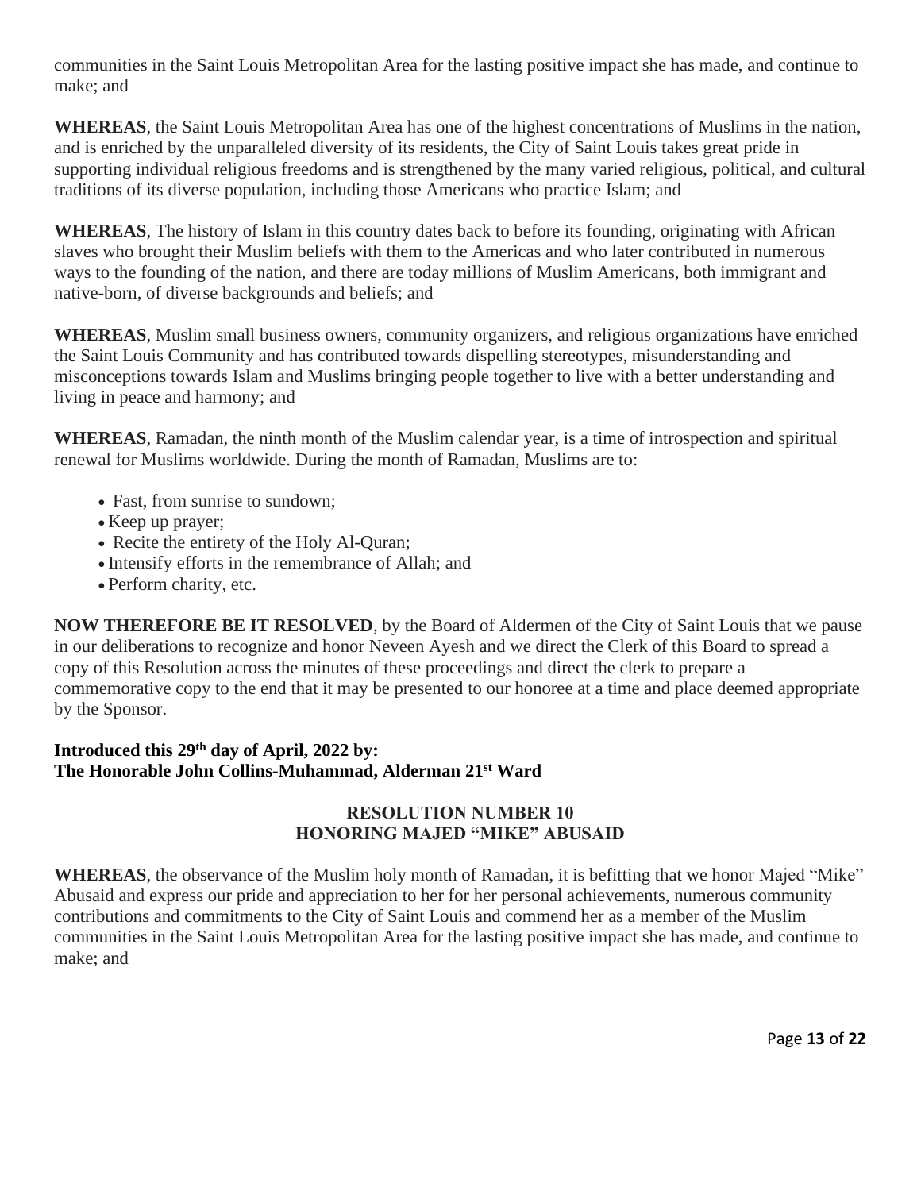communities in the Saint Louis Metropolitan Area for the lasting positive impact she has made, and continue to make; and

**WHEREAS**, the Saint Louis Metropolitan Area has one of the highest concentrations of Muslims in the nation, and is enriched by the unparalleled diversity of its residents, the City of Saint Louis takes great pride in supporting individual religious freedoms and is strengthened by the many varied religious, political, and cultural traditions of its diverse population, including those Americans who practice Islam; and

**WHEREAS**, The history of Islam in this country dates back to before its founding, originating with African slaves who brought their Muslim beliefs with them to the Americas and who later contributed in numerous ways to the founding of the nation, and there are today millions of Muslim Americans, both immigrant and native-born, of diverse backgrounds and beliefs; and

**WHEREAS**, Muslim small business owners, community organizers, and religious organizations have enriched the Saint Louis Community and has contributed towards dispelling stereotypes, misunderstanding and misconceptions towards Islam and Muslims bringing people together to live with a better understanding and living in peace and harmony; and

**WHEREAS**, Ramadan, the ninth month of the Muslim calendar year, is a time of introspection and spiritual renewal for Muslims worldwide. During the month of Ramadan, Muslims are to:

- Fast, from sunrise to sundown;
- Keep up prayer;
- Recite the entirety of the Holy Al-Quran;
- Intensify efforts in the remembrance of Allah; and
- Perform charity, etc.

**NOW THEREFORE BE IT RESOLVED**, by the Board of Aldermen of the City of Saint Louis that we pause in our deliberations to recognize and honor Neveen Ayesh and we direct the Clerk of this Board to spread a copy of this Resolution across the minutes of these proceedings and direct the clerk to prepare a commemorative copy to the end that it may be presented to our honoree at a time and place deemed appropriate by the Sponsor.

**Introduced this 29th day of April, 2022 by:**
**The Honorable John Collins-Muhammad, Alderman 21st Ward**

## RESOLUTION NUMBER 10
## HONORING MAJED "MIKE" ABUSAID

**WHEREAS**, the observance of the Muslim holy month of Ramadan, it is befitting that we honor Majed "Mike" Abusaid and express our pride and appreciation to her for her personal achievements, numerous community contributions and commitments to the City of Saint Louis and commend her as a member of the Muslim communities in the Saint Louis Metropolitan Area for the lasting positive impact she has made, and continue to make; and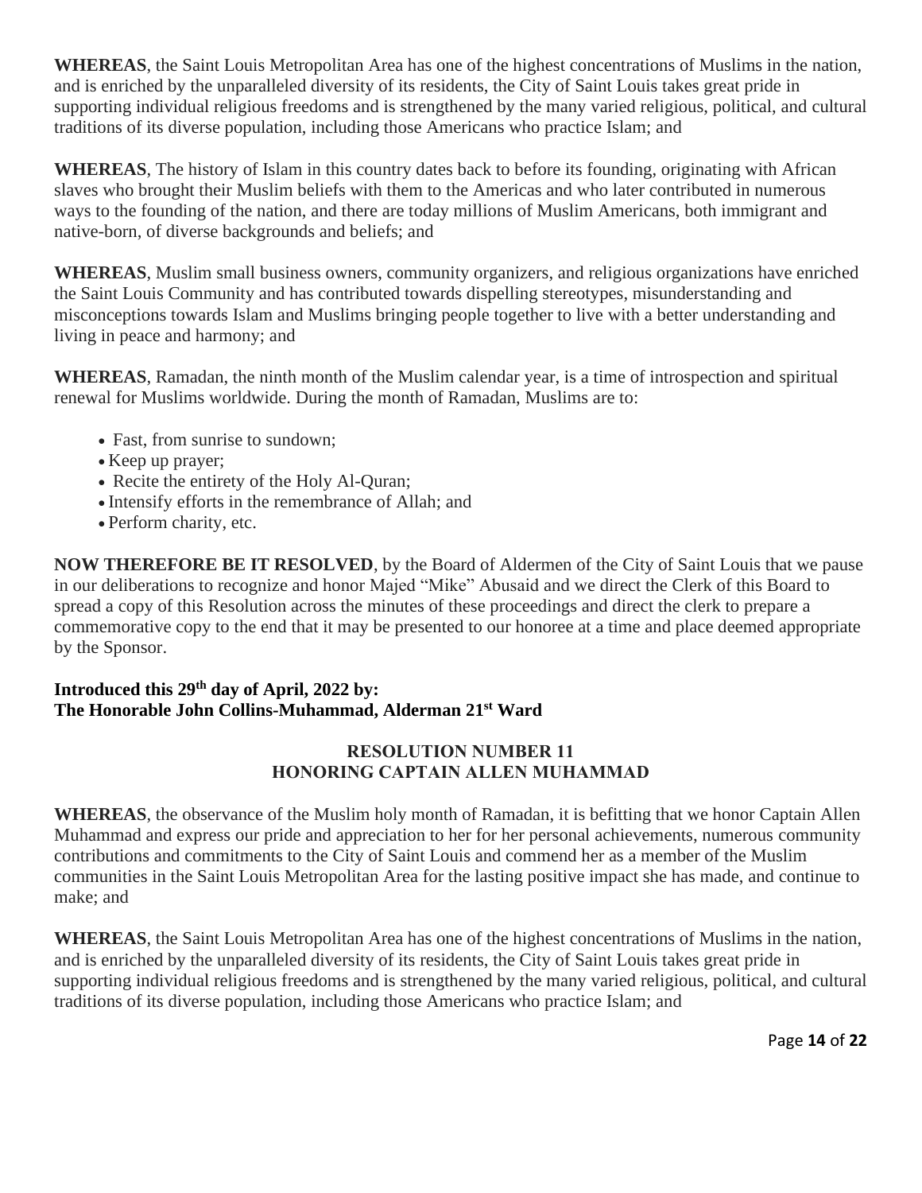**WHEREAS**, the Saint Louis Metropolitan Area has one of the highest concentrations of Muslims in the nation, and is enriched by the unparalleled diversity of its residents, the City of Saint Louis takes great pride in supporting individual religious freedoms and is strengthened by the many varied religious, political, and cultural traditions of its diverse population, including those Americans who practice Islam; and

**WHEREAS**, The history of Islam in this country dates back to before its founding, originating with African slaves who brought their Muslim beliefs with them to the Americas and who later contributed in numerous ways to the founding of the nation, and there are today millions of Muslim Americans, both immigrant and native-born, of diverse backgrounds and beliefs; and

**WHEREAS**, Muslim small business owners, community organizers, and religious organizations have enriched the Saint Louis Community and has contributed towards dispelling stereotypes, misunderstanding and misconceptions towards Islam and Muslims bringing people together to live with a better understanding and living in peace and harmony; and

**WHEREAS**, Ramadan, the ninth month of the Muslim calendar year, is a time of introspection and spiritual renewal for Muslims worldwide. During the month of Ramadan, Muslims are to:

- Fast, from sunrise to sundown;
- Keep up prayer;
- Recite the entirety of the Holy Al-Quran;
- Intensify efforts in the remembrance of Allah; and
- Perform charity, etc.

**NOW THEREFORE BE IT RESOLVED**, by the Board of Aldermen of the City of Saint Louis that we pause in our deliberations to recognize and honor Majed "Mike" Abusaid and we direct the Clerk of this Board to spread a copy of this Resolution across the minutes of these proceedings and direct the clerk to prepare a commemorative copy to the end that it may be presented to our honoree at a time and place deemed appropriate by the Sponsor.

**Introduced this 29th day of April, 2022 by:**
**The Honorable John Collins-Muhammad, Alderman 21st Ward**

## RESOLUTION NUMBER 11
## HONORING CAPTAIN ALLEN MUHAMMAD

**WHEREAS**, the observance of the Muslim holy month of Ramadan, it is befitting that we honor Captain Allen Muhammad and express our pride and appreciation to her for her personal achievements, numerous community contributions and commitments to the City of Saint Louis and commend her as a member of the Muslim communities in the Saint Louis Metropolitan Area for the lasting positive impact she has made, and continue to make; and

**WHEREAS**, the Saint Louis Metropolitan Area has one of the highest concentrations of Muslims in the nation, and is enriched by the unparalleled diversity of its residents, the City of Saint Louis takes great pride in supporting individual religious freedoms and is strengthened by the many varied religious, political, and cultural traditions of its diverse population, including those Americans who practice Islam; and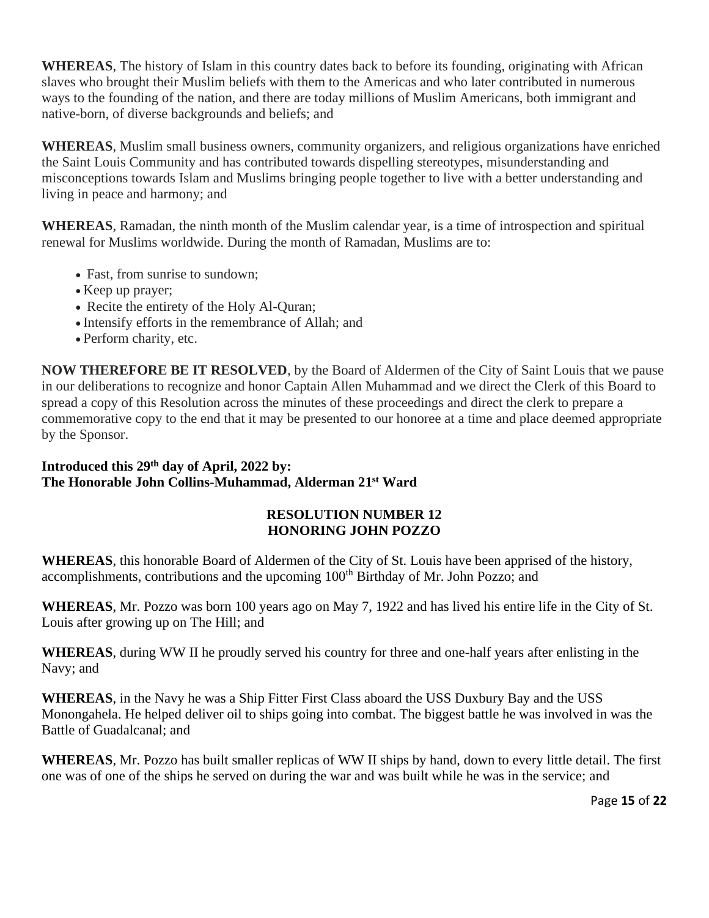**WHEREAS**, The history of Islam in this country dates back to before its founding, originating with African slaves who brought their Muslim beliefs with them to the Americas and who later contributed in numerous ways to the founding of the nation, and there are today millions of Muslim Americans, both immigrant and native-born, of diverse backgrounds and beliefs; and

**WHEREAS**, Muslim small business owners, community organizers, and religious organizations have enriched the Saint Louis Community and has contributed towards dispelling stereotypes, misunderstanding and misconceptions towards Islam and Muslims bringing people together to live with a better understanding and living in peace and harmony; and

**WHEREAS**, Ramadan, the ninth month of the Muslim calendar year, is a time of introspection and spiritual renewal for Muslims worldwide. During the month of Ramadan, Muslims are to:

- Fast, from sunrise to sundown;
- Keep up prayer;
- Recite the entirety of the Holy Al-Quran;
- Intensify efforts in the remembrance of Allah; and
- Perform charity, etc.

**NOW THEREFORE BE IT RESOLVED**, by the Board of Aldermen of the City of Saint Louis that we pause in our deliberations to recognize and honor Captain Allen Muhammad and we direct the Clerk of this Board to spread a copy of this Resolution across the minutes of these proceedings and direct the clerk to prepare a commemorative copy to the end that it may be presented to our honoree at a time and place deemed appropriate by the Sponsor.

**Introduced this 29th day of April, 2022 by:**
**The Honorable John Collins-Muhammad, Alderman 21st Ward**

## RESOLUTION NUMBER 12
## HONORING JOHN POZZO

**WHEREAS**, this honorable Board of Aldermen of the City of St. Louis have been apprised of the history, accomplishments, contributions and the upcoming 100th Birthday of Mr. John Pozzo; and

**WHEREAS**, Mr. Pozzo was born 100 years ago on May 7, 1922 and has lived his entire life in the City of St. Louis after growing up on The Hill; and

**WHEREAS**, during WW II he proudly served his country for three and one-half years after enlisting in the Navy; and

**WHEREAS**, in the Navy he was a Ship Fitter First Class aboard the USS Duxbury Bay and the USS Monongahela. He helped deliver oil to ships going into combat. The biggest battle he was involved in was the Battle of Guadalcanal; and

**WHEREAS**, Mr. Pozzo has built smaller replicas of WW II ships by hand, down to every little detail. The first one was of one of the ships he served on during the war and was built while he was in the service; and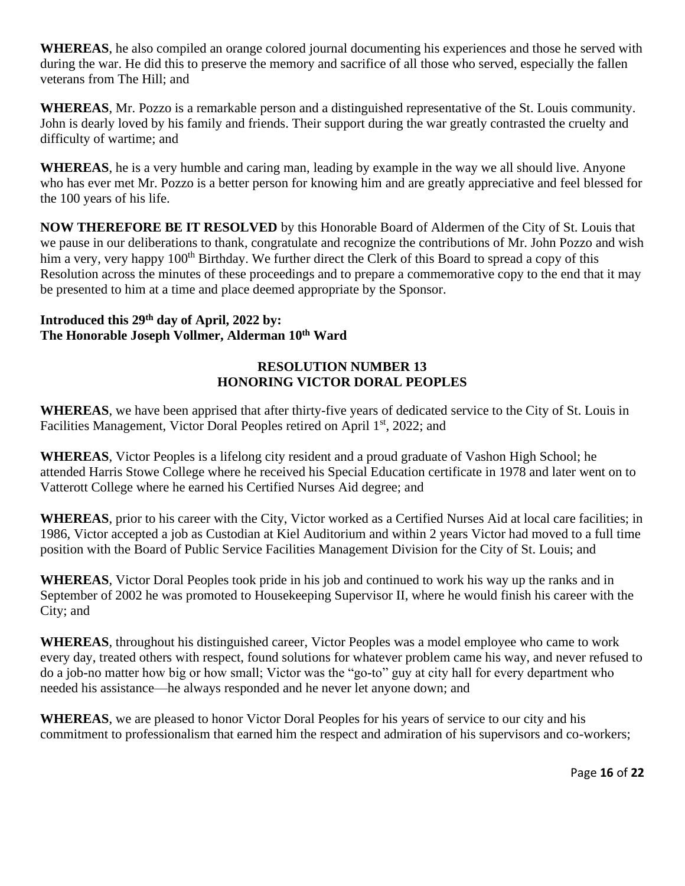**WHEREAS**, he also compiled an orange colored journal documenting his experiences and those he served with during the war. He did this to preserve the memory and sacrifice of all those who served, especially the fallen veterans from The Hill; and

**WHEREAS**, Mr. Pozzo is a remarkable person and a distinguished representative of the St. Louis community. John is dearly loved by his family and friends. Their support during the war greatly contrasted the cruelty and difficulty of wartime; and

**WHEREAS**, he is a very humble and caring man, leading by example in the way we all should live. Anyone who has ever met Mr. Pozzo is a better person for knowing him and are greatly appreciative and feel blessed for the 100 years of his life.

**NOW THEREFORE BE IT RESOLVED** by this Honorable Board of Aldermen of the City of St. Louis that we pause in our deliberations to thank, congratulate and recognize the contributions of Mr. John Pozzo and wish him a very, very happy 100th Birthday. We further direct the Clerk of this Board to spread a copy of this Resolution across the minutes of these proceedings and to prepare a commemorative copy to the end that it may be presented to him at a time and place deemed appropriate by the Sponsor.

**Introduced this 29th day of April, 2022 by:**
**The Honorable Joseph Vollmer, Alderman 10th Ward**

## RESOLUTION NUMBER 13
## HONORING VICTOR DORAL PEOPLES

**WHEREAS**, we have been apprised that after thirty-five years of dedicated service to the City of St. Louis in Facilities Management, Victor Doral Peoples retired on April 1st, 2022; and

**WHEREAS**, Victor Peoples is a lifelong city resident and a proud graduate of Vashon High School; he attended Harris Stowe College where he received his Special Education certificate in 1978 and later went on to Vatterott College where he earned his Certified Nurses Aid degree; and

**WHEREAS**, prior to his career with the City, Victor worked as a Certified Nurses Aid at local care facilities; in 1986, Victor accepted a job as Custodian at Kiel Auditorium and within 2 years Victor had moved to a full time position with the Board of Public Service Facilities Management Division for the City of St. Louis; and

**WHEREAS**, Victor Doral Peoples took pride in his job and continued to work his way up the ranks and in September of 2002 he was promoted to Housekeeping Supervisor II, where he would finish his career with the City; and

**WHEREAS**, throughout his distinguished career, Victor Peoples was a model employee who came to work every day, treated others with respect, found solutions for whatever problem came his way, and never refused to do a job-no matter how big or how small; Victor was the "go-to" guy at city hall for every department who needed his assistance—he always responded and he never let anyone down; and

**WHEREAS**, we are pleased to honor Victor Doral Peoples for his years of service to our city and his commitment to professionalism that earned him the respect and admiration of his supervisors and co-workers;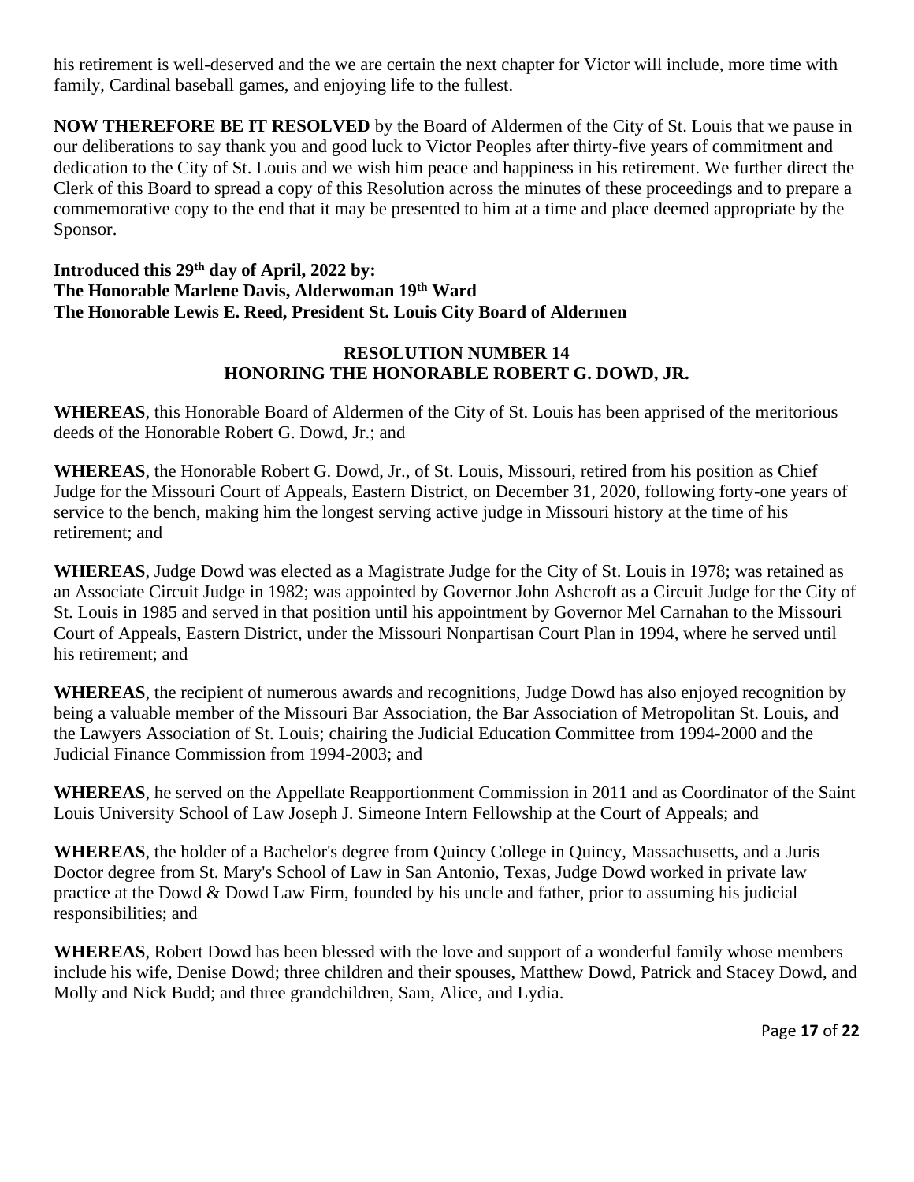his retirement is well-deserved and the we are certain the next chapter for Victor will include, more time with family, Cardinal baseball games, and enjoying life to the fullest.

**NOW THEREFORE BE IT RESOLVED** by the Board of Aldermen of the City of St. Louis that we pause in our deliberations to say thank you and good luck to Victor Peoples after thirty-five years of commitment and dedication to the City of St. Louis and we wish him peace and happiness in his retirement. We further direct the Clerk of this Board to spread a copy of this Resolution across the minutes of these proceedings and to prepare a commemorative copy to the end that it may be presented to him at a time and place deemed appropriate by the Sponsor.

**Introduced this 29th day of April, 2022 by:**
**The Honorable Marlene Davis, Alderwoman 19th Ward**
**The Honorable Lewis E. Reed, President St. Louis City Board of Aldermen**

**RESOLUTION NUMBER 14**
**HONORING THE HONORABLE ROBERT G. DOWD, JR.**

**WHEREAS**, this Honorable Board of Aldermen of the City of St. Louis has been apprised of the meritorious deeds of the Honorable Robert G. Dowd, Jr.; and

**WHEREAS**, the Honorable Robert G. Dowd, Jr., of St. Louis, Missouri, retired from his position as Chief Judge for the Missouri Court of Appeals, Eastern District, on December 31, 2020, following forty-one years of service to the bench, making him the longest serving active judge in Missouri history at the time of his retirement; and

**WHEREAS**, Judge Dowd was elected as a Magistrate Judge for the City of St. Louis in 1978; was retained as an Associate Circuit Judge in 1982; was appointed by Governor John Ashcroft as a Circuit Judge for the City of St. Louis in 1985 and served in that position until his appointment by Governor Mel Carnahan to the Missouri Court of Appeals, Eastern District, under the Missouri Nonpartisan Court Plan in 1994, where he served until his retirement; and

**WHEREAS**, the recipient of numerous awards and recognitions, Judge Dowd has also enjoyed recognition by being a valuable member of the Missouri Bar Association, the Bar Association of Metropolitan St. Louis, and the Lawyers Association of St. Louis; chairing the Judicial Education Committee from 1994-2000 and the Judicial Finance Commission from 1994-2003; and

**WHEREAS**, he served on the Appellate Reapportionment Commission in 2011 and as Coordinator of the Saint Louis University School of Law Joseph J. Simeone Intern Fellowship at the Court of Appeals; and

**WHEREAS**, the holder of a Bachelor's degree from Quincy College in Quincy, Massachusetts, and a Juris Doctor degree from St. Mary's School of Law in San Antonio, Texas, Judge Dowd worked in private law practice at the Dowd & Dowd Law Firm, founded by his uncle and father, prior to assuming his judicial responsibilities; and

**WHEREAS**, Robert Dowd has been blessed with the love and support of a wonderful family whose members include his wife, Denise Dowd; three children and their spouses, Matthew Dowd, Patrick and Stacey Dowd, and Molly and Nick Budd; and three grandchildren, Sam, Alice, and Lydia.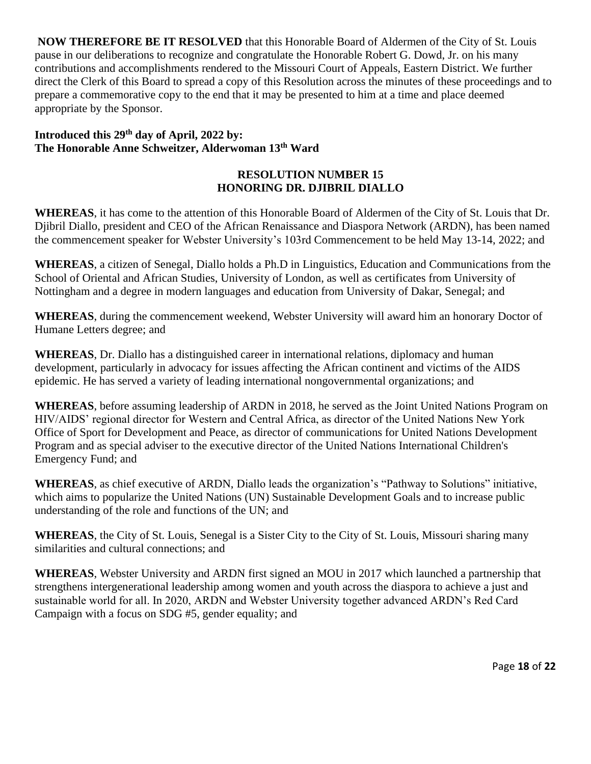**NOW THEREFORE BE IT RESOLVED** that this Honorable Board of Aldermen of the City of St. Louis pause in our deliberations to recognize and congratulate the Honorable Robert G. Dowd, Jr. on his many contributions and accomplishments rendered to the Missouri Court of Appeals, Eastern District. We further direct the Clerk of this Board to spread a copy of this Resolution across the minutes of these proceedings and to prepare a commemorative copy to the end that it may be presented to him at a time and place deemed appropriate by the Sponsor.

**Introduced this 29th day of April, 2022 by:**
**The Honorable Anne Schweitzer, Alderwoman 13th Ward**

## RESOLUTION NUMBER 15
## HONORING DR. DJIBRIL DIALLO

**WHEREAS**, it has come to the attention of this Honorable Board of Aldermen of the City of St. Louis that Dr. Djibril Diallo, president and CEO of the African Renaissance and Diaspora Network (ARDN), has been named the commencement speaker for Webster University's 103rd Commencement to be held May 13-14, 2022; and

**WHEREAS**, a citizen of Senegal, Diallo holds a Ph.D in Linguistics, Education and Communications from the School of Oriental and African Studies, University of London, as well as certificates from University of Nottingham and a degree in modern languages and education from University of Dakar, Senegal; and

**WHEREAS**, during the commencement weekend, Webster University will award him an honorary Doctor of Humane Letters degree; and

**WHEREAS**, Dr. Diallo has a distinguished career in international relations, diplomacy and human development, particularly in advocacy for issues affecting the African continent and victims of the AIDS epidemic. He has served a variety of leading international nongovernmental organizations; and

**WHEREAS**, before assuming leadership of ARDN in 2018, he served as the Joint United Nations Program on HIV/AIDS' regional director for Western and Central Africa, as director of the United Nations New York Office of Sport for Development and Peace, as director of communications for United Nations Development Program and as special adviser to the executive director of the United Nations International Children's Emergency Fund; and

**WHEREAS**, as chief executive of ARDN, Diallo leads the organization's "Pathway to Solutions" initiative, which aims to popularize the United Nations (UN) Sustainable Development Goals and to increase public understanding of the role and functions of the UN; and

**WHEREAS**, the City of St. Louis, Senegal is a Sister City to the City of St. Louis, Missouri sharing many similarities and cultural connections; and

**WHEREAS**, Webster University and ARDN first signed an MOU in 2017 which launched a partnership that strengthens intergenerational leadership among women and youth across the diaspora to achieve a just and sustainable world for all. In 2020, ARDN and Webster University together advanced ARDN's Red Card Campaign with a focus on SDG #5, gender equality; and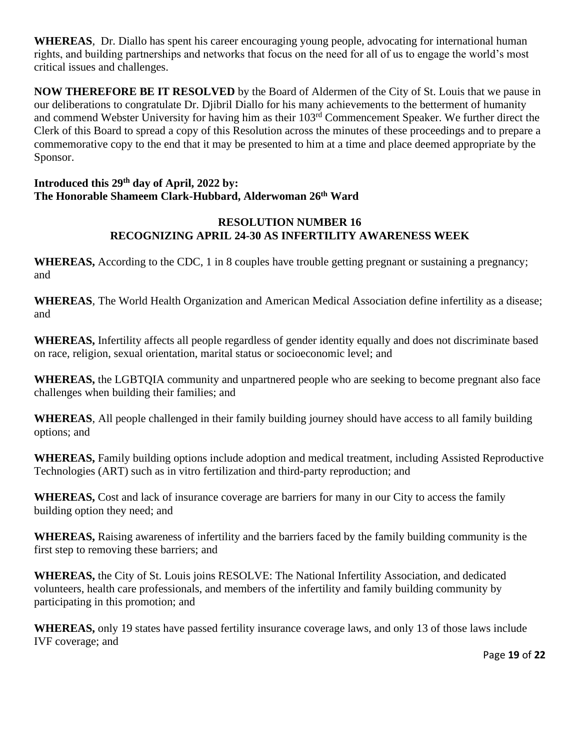**WHEREAS**, Dr. Diallo has spent his career encouraging young people, advocating for international human rights, and building partnerships and networks that focus on the need for all of us to engage the world's most critical issues and challenges.

**NOW THEREFORE BE IT RESOLVED** by the Board of Aldermen of the City of St. Louis that we pause in our deliberations to congratulate Dr. Djibril Diallo for his many achievements to the betterment of humanity and commend Webster University for having him as their 103rd Commencement Speaker. We further direct the Clerk of this Board to spread a copy of this Resolution across the minutes of these proceedings and to prepare a commemorative copy to the end that it may be presented to him at a time and place deemed appropriate by the Sponsor.

**Introduced this 29th day of April, 2022 by:**
**The Honorable Shameem Clark-Hubbard, Alderwoman 26th Ward**

## RESOLUTION NUMBER 16
## RECOGNIZING APRIL 24-30 AS INFERTILITY AWARENESS WEEK

**WHEREAS,** According to the CDC, 1 in 8 couples have trouble getting pregnant or sustaining a pregnancy; and

**WHEREAS**, The World Health Organization and American Medical Association define infertility as a disease; and

**WHEREAS,** Infertility affects all people regardless of gender identity equally and does not discriminate based on race, religion, sexual orientation, marital status or socioeconomic level; and

**WHEREAS,** the LGBTQIA community and unpartnered people who are seeking to become pregnant also face challenges when building their families; and

**WHEREAS**, All people challenged in their family building journey should have access to all family building options; and

**WHEREAS,** Family building options include adoption and medical treatment, including Assisted Reproductive Technologies (ART) such as in vitro fertilization and third-party reproduction; and

**WHEREAS,** Cost and lack of insurance coverage are barriers for many in our City to access the family building option they need; and

**WHEREAS,** Raising awareness of infertility and the barriers faced by the family building community is the first step to removing these barriers; and

**WHEREAS,** the City of St. Louis joins RESOLVE: The National Infertility Association, and dedicated volunteers, health care professionals, and members of the infertility and family building community by participating in this promotion; and

**WHEREAS,** only 19 states have passed fertility insurance coverage laws, and only 13 of those laws include IVF coverage; and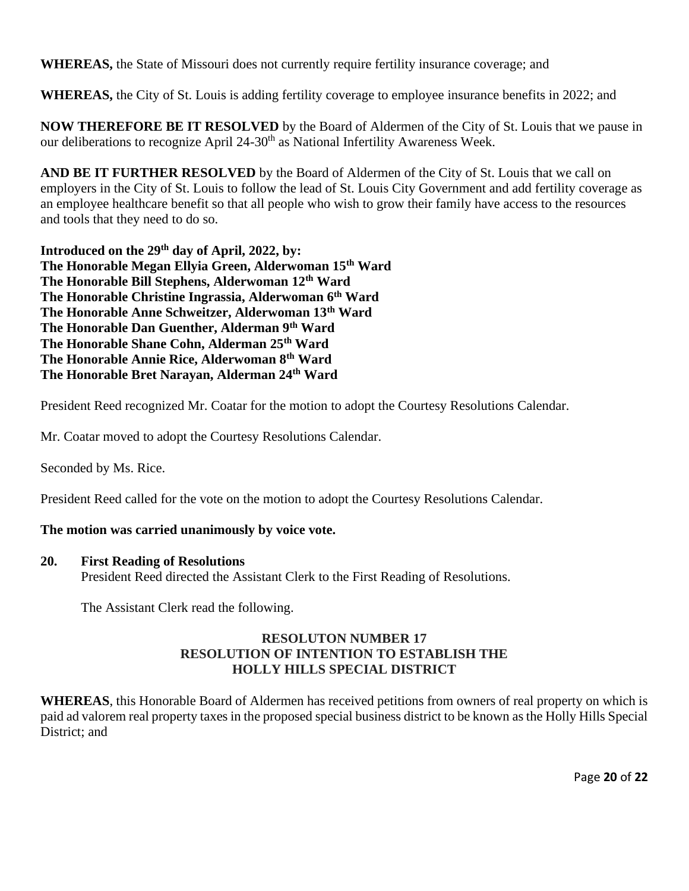**WHEREAS,** the State of Missouri does not currently require fertility insurance coverage; and

**WHEREAS,** the City of St. Louis is adding fertility coverage to employee insurance benefits in 2022; and

**NOW THEREFORE BE IT RESOLVED** by the Board of Aldermen of the City of St. Louis that we pause in our deliberations to recognize April 24-30th as National Infertility Awareness Week.

**AND BE IT FURTHER RESOLVED** by the Board of Aldermen of the City of St. Louis that we call on employers in the City of St. Louis to follow the lead of St. Louis City Government and add fertility coverage as an employee healthcare benefit so that all people who wish to grow their family have access to the resources and tools that they need to do so.

**Introduced on the 29th day of April, 2022, by:**
**The Honorable Megan Ellyia Green, Alderwoman 15th Ward**
**The Honorable Bill Stephens, Alderwoman 12th Ward**
**The Honorable Christine Ingrassia, Alderwoman 6th Ward**
**The Honorable Anne Schweitzer, Alderwoman 13th Ward**
**The Honorable Dan Guenther, Alderman 9th Ward**
**The Honorable Shane Cohn, Alderman 25th Ward**
**The Honorable Annie Rice, Alderwoman 8th Ward**
**The Honorable Bret Narayan, Alderman 24th Ward**

President Reed recognized Mr. Coatar for the motion to adopt the Courtesy Resolutions Calendar.

Mr. Coatar moved to adopt the Courtesy Resolutions Calendar.

Seconded by Ms. Rice.

President Reed called for the vote on the motion to adopt the Courtesy Resolutions Calendar.

**The motion was carried unanimously by voice vote.**

**20. First Reading of Resolutions**

President Reed directed the Assistant Clerk to the First Reading of Resolutions.

The Assistant Clerk read the following.

**RESOLUTON NUMBER 17**
**RESOLUTION OF INTENTION TO ESTABLISH THE**
**HOLLY HILLS SPECIAL DISTRICT**

**WHEREAS**, this Honorable Board of Aldermen has received petitions from owners of real property on which is paid ad valorem real property taxes in the proposed special business district to be known as the Holly Hills Special District; and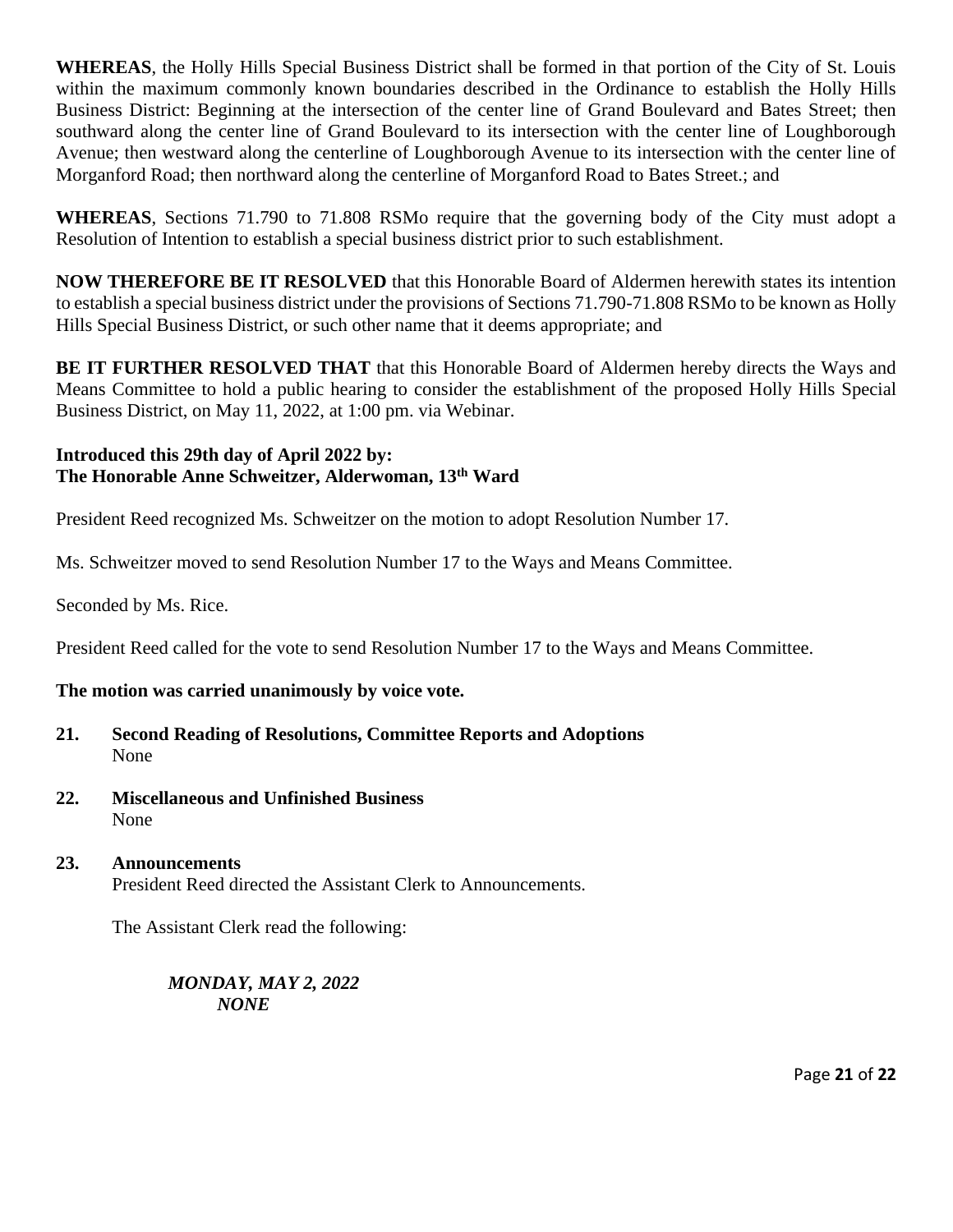**WHEREAS**, the Holly Hills Special Business District shall be formed in that portion of the City of St. Louis within the maximum commonly known boundaries described in the Ordinance to establish the Holly Hills Business District: Beginning at the intersection of the center line of Grand Boulevard and Bates Street; then southward along the center line of Grand Boulevard to its intersection with the center line of Loughborough Avenue; then westward along the centerline of Loughborough Avenue to its intersection with the center line of Morganford Road; then northward along the centerline of Morganford Road to Bates Street.; and

**WHEREAS**, Sections 71.790 to 71.808 RSMo require that the governing body of the City must adopt a Resolution of Intention to establish a special business district prior to such establishment.

**NOW THEREFORE BE IT RESOLVED** that this Honorable Board of Aldermen herewith states its intention to establish a special business district under the provisions of Sections 71.790-71.808 RSMo to be known as Holly Hills Special Business District, or such other name that it deems appropriate; and

**BE IT FURTHER RESOLVED THAT** that this Honorable Board of Aldermen hereby directs the Ways and Means Committee to hold a public hearing to consider the establishment of the proposed Holly Hills Special Business District, on May 11, 2022, at 1:00 pm. via Webinar.

**Introduced this 29th day of April 2022 by:**
**The Honorable Anne Schweitzer, Alderwoman, 13th Ward**

President Reed recognized Ms. Schweitzer on the motion to adopt Resolution Number 17.

Ms. Schweitzer moved to send Resolution Number 17 to the Ways and Means Committee.

Seconded by Ms. Rice.

President Reed called for the vote to send Resolution Number 17 to the Ways and Means Committee.

**The motion was carried unanimously by voice vote.**

**21. Second Reading of Resolutions, Committee Reports and Adoptions**
None

**22. Miscellaneous and Unfinished Business**
None

**23. Announcements**
President Reed directed the Assistant Clerk to Announcements.

The Assistant Clerk read the following:

***MONDAY, MAY 2, 2022***
***NONE***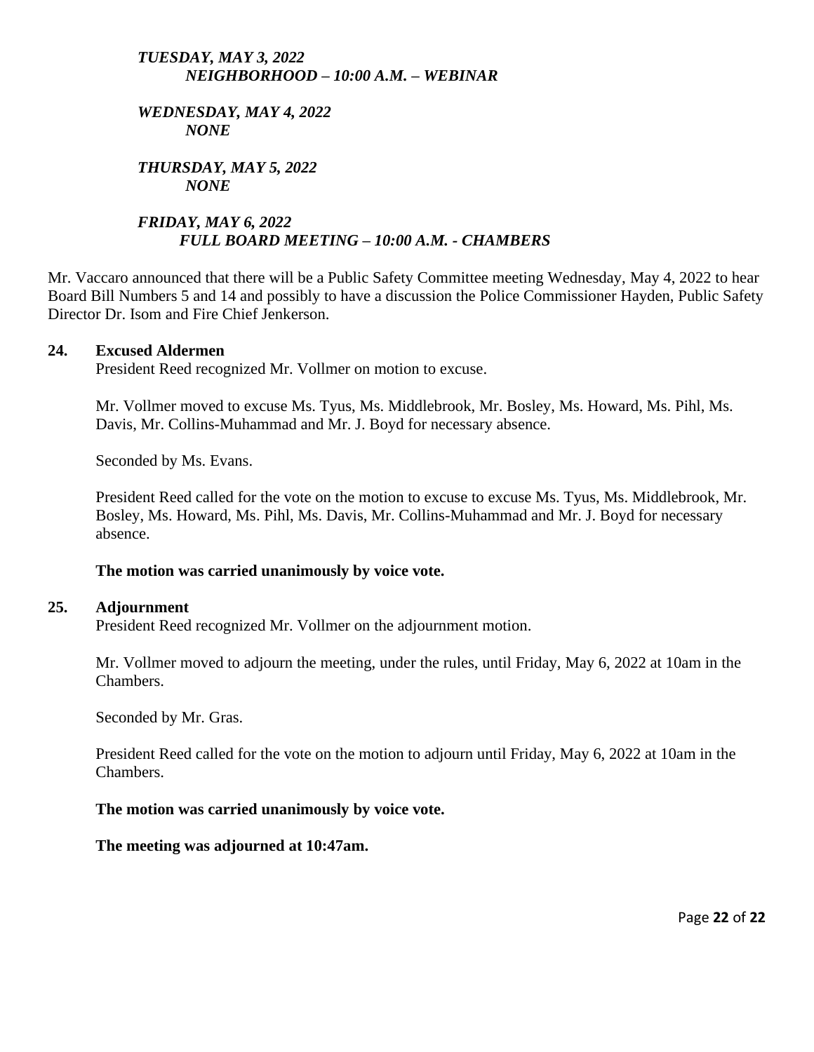***TUESDAY, MAY 3, 2022***
***NEIGHBORHOOD – 10:00 A.M. – WEBINAR***

***WEDNESDAY, MAY 4, 2022***
***NONE***

***THURSDAY, MAY 5, 2022***
***NONE***

***FRIDAY, MAY 6, 2022***
***FULL BOARD MEETING – 10:00 A.M. - CHAMBERS***

Mr. Vaccaro announced that there will be a Public Safety Committee meeting Wednesday, May 4, 2022 to hear Board Bill Numbers 5 and 14 and possibly to have a discussion the Police Commissioner Hayden, Public Safety Director Dr. Isom and Fire Chief Jenkerson.

**24. Excused Aldermen**

President Reed recognized Mr. Vollmer on motion to excuse.

Mr. Vollmer moved to excuse Ms. Tyus, Ms. Middlebrook, Mr. Bosley, Ms. Howard, Ms. Pihl, Ms. Davis, Mr. Collins-Muhammad and Mr. J. Boyd for necessary absence.

Seconded by Ms. Evans.

President Reed called for the vote on the motion to excuse to excuse Ms. Tyus, Ms. Middlebrook, Mr. Bosley, Ms. Howard, Ms. Pihl, Ms. Davis, Mr. Collins-Muhammad and Mr. J. Boyd for necessary absence.

**The motion was carried unanimously by voice vote.**

**25. Adjournment**

President Reed recognized Mr. Vollmer on the adjournment motion.

Mr. Vollmer moved to adjourn the meeting, under the rules, until Friday, May 6, 2022 at 10am in the Chambers.

Seconded by Mr. Gras.

President Reed called for the vote on the motion to adjourn until Friday, May 6, 2022 at 10am in the Chambers.

**The motion was carried unanimously by voice vote.**

**The meeting was adjourned at 10:47am.**